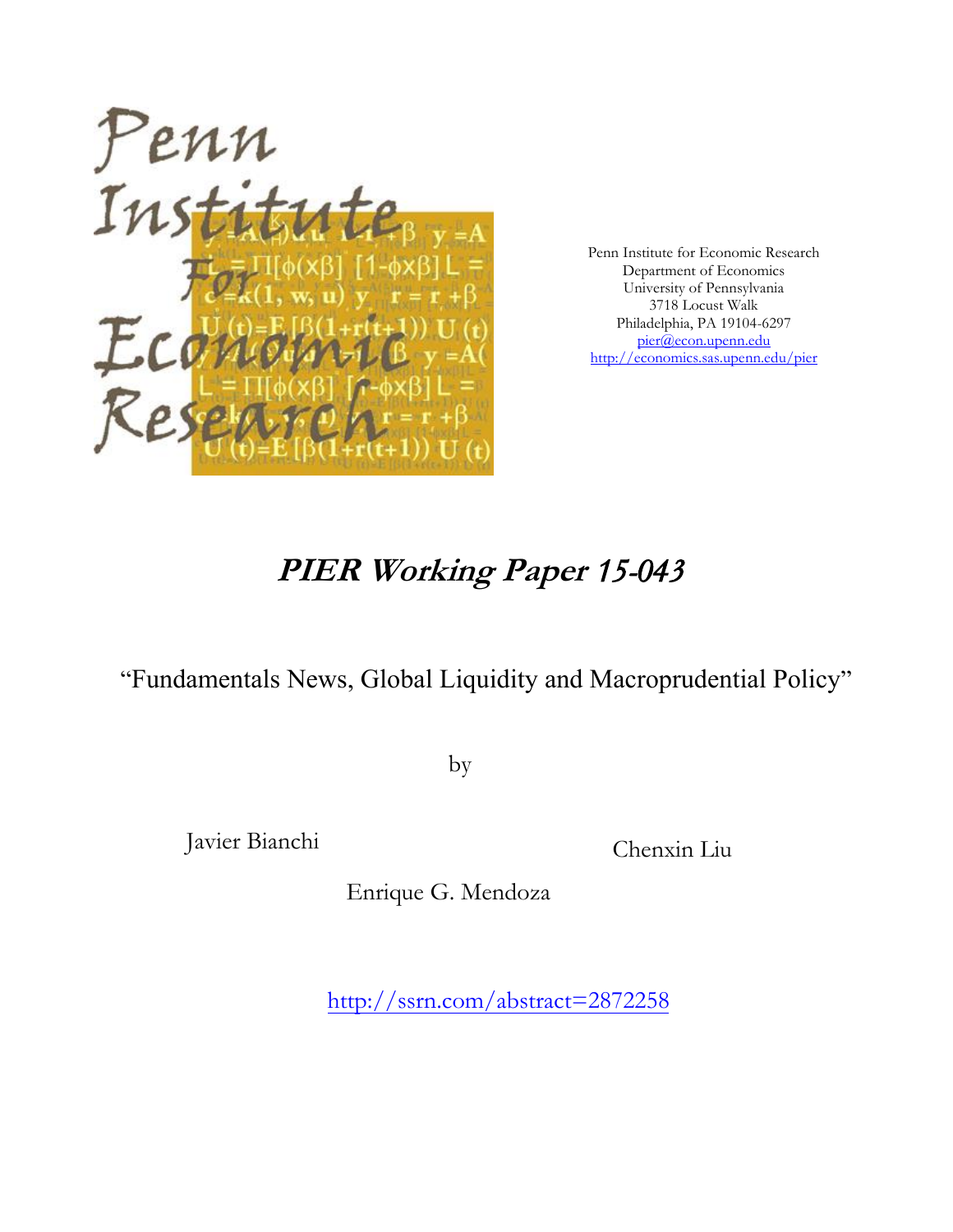Penn Institute for Economic Research
Department of Economics
University of Pennsylvania
3718 Locust Walk
Philadelphia, PA 19104-6297
pier@econ.upenn.edu
http://economics.sas.upenn.edu/pier

# *PIER Working Paper 15-043*

## "Fundamentals News, Global Liquidity and Macroprudential Policy"

by

Javier Bianchi

Chenxin Liu

Enrique G. Mendoza

http://ssrn.com/abstract=2872258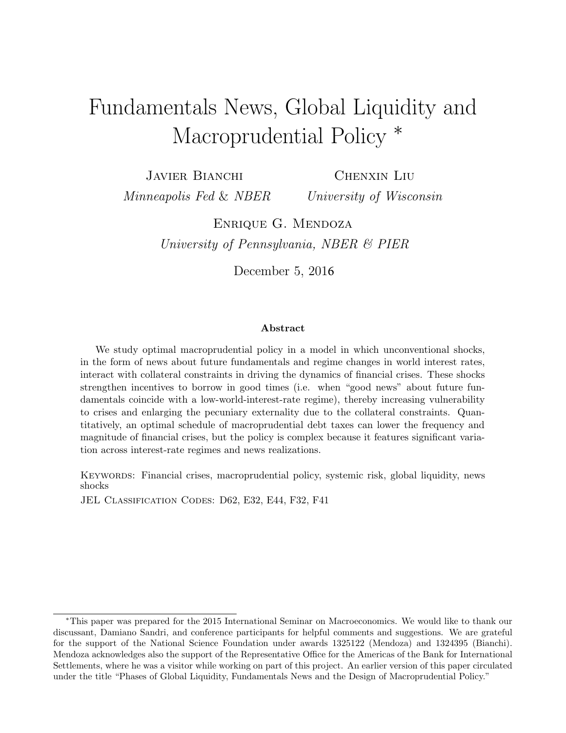# Fundamentals News, Global Liquidity and Macroprudential Policy *

Javier Bianchi
*Minneapolis Fed & NBER*

Chenxin Liu
*University of Wisconsin*

Enrique G. Mendoza
*University of Pennsylvania, NBER & PIER*

December 5, 2016

### Abstract

We study optimal macroprudential policy in a model in which unconventional shocks, in the form of news about future fundamentals and regime changes in world interest rates, interact with collateral constraints in driving the dynamics of financial crises. These shocks strengthen incentives to borrow in good times (i.e. when "good news" about future fundamentals coincide with a low-world-interest-rate regime), thereby increasing vulnerability to crises and enlarging the pecuniary externality due to the collateral constraints. Quantitatively, an optimal schedule of macroprudential debt taxes can lower the frequency and magnitude of financial crises, but the policy is complex because it features significant variation across interest-rate regimes and news realizations.

Keywords: Financial crises, macroprudential policy, systemic risk, global liquidity, news shocks

JEL Classification Codes: D62, E32, E44, F32, F41

---

*This paper was prepared for the 2015 International Seminar on Macroeconomics. We would like to thank our discussant, Damiano Sandri, and conference participants for helpful comments and suggestions. We are grateful for the support of the National Science Foundation under awards 1325122 (Mendoza) and 1324395 (Bianchi). Mendoza acknowledges also the support of the Representative Office for the Americas of the Bank for International Settlements, where he was a visitor while working on part of this project. An earlier version of this paper circulated under the title "Phases of Global Liquidity, Fundamentals News and the Design of Macroprudential Policy."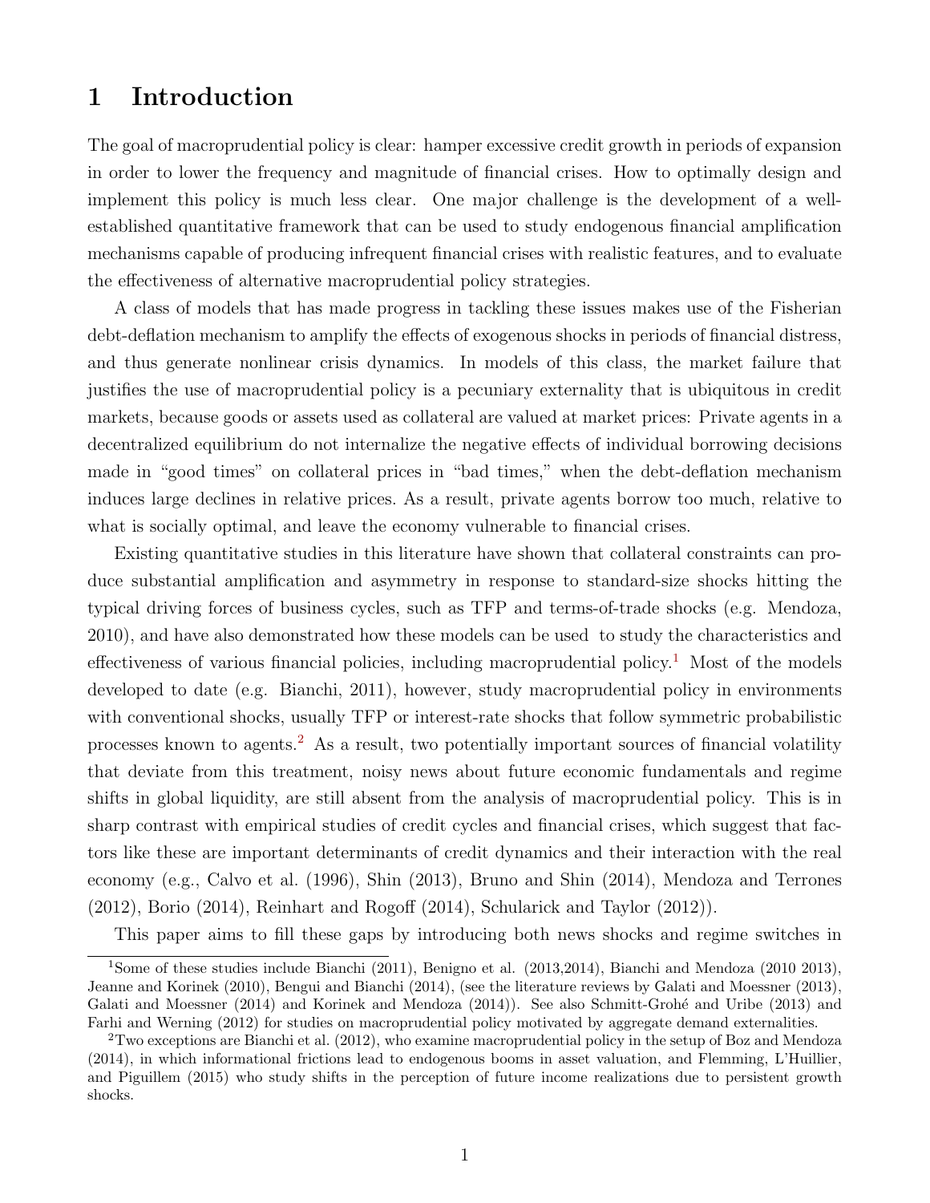# 1 Introduction

The goal of macroprudential policy is clear: hamper excessive credit growth in periods of expansion in order to lower the frequency and magnitude of financial crises. How to optimally design and implement this policy is much less clear. One major challenge is the development of a well-established quantitative framework that can be used to study endogenous financial amplification mechanisms capable of producing infrequent financial crises with realistic features, and to evaluate the effectiveness of alternative macroprudential policy strategies.

A class of models that has made progress in tackling these issues makes use of the Fisherian debt-deflation mechanism to amplify the effects of exogenous shocks in periods of financial distress, and thus generate nonlinear crisis dynamics. In models of this class, the market failure that justifies the use of macroprudential policy is a pecuniary externality that is ubiquitous in credit markets, because goods or assets used as collateral are valued at market prices: Private agents in a decentralized equilibrium do not internalize the negative effects of individual borrowing decisions made in "good times" on collateral prices in "bad times," when the debt-deflation mechanism induces large declines in relative prices. As a result, private agents borrow too much, relative to what is socially optimal, and leave the economy vulnerable to financial crises.

Existing quantitative studies in this literature have shown that collateral constraints can produce substantial amplification and asymmetry in response to standard-size shocks hitting the typical driving forces of business cycles, such as TFP and terms-of-trade shocks (e.g. Mendoza, 2010), and have also demonstrated how these models can be used to study the characteristics and effectiveness of various financial policies, including macroprudential policy.[1] Most of the models developed to date (e.g. Bianchi, 2011), however, study macroprudential policy in environments with conventional shocks, usually TFP or interest-rate shocks that follow symmetric probabilistic processes known to agents.[2] As a result, two potentially important sources of financial volatility that deviate from this treatment, noisy news about future economic fundamentals and regime shifts in global liquidity, are still absent from the analysis of macroprudential policy. This is in sharp contrast with empirical studies of credit cycles and financial crises, which suggest that factors like these are important determinants of credit dynamics and their interaction with the real economy (e.g., Calvo et al. (1996), Shin (2013), Bruno and Shin (2014), Mendoza and Terrones (2012), Borio (2014), Reinhart and Rogoff (2014), Schularick and Taylor (2012)).

This paper aims to fill these gaps by introducing both news shocks and regime switches in

[1] Some of these studies include Bianchi (2011), Benigno et al. (2013,2014), Bianchi and Mendoza (2010 2013), Jeanne and Korinek (2010), Bengui and Bianchi (2014), (see the literature reviews by Galati and Moessner (2013), Galati and Moessner (2014) and Korinek and Mendoza (2014)). See also Schmitt-Grohé and Uribe (2013) and Farhi and Werning (2012) for studies on macroprudential policy motivated by aggregate demand externalities.

[2] Two exceptions are Bianchi et al. (2012), who examine macroprudential policy in the setup of Boz and Mendoza (2014), in which informational frictions lead to endogenous booms in asset valuation, and Flemming, L'Huillier, and Piguillem (2015) who study shifts in the perception of future income realizations due to persistent growth shocks.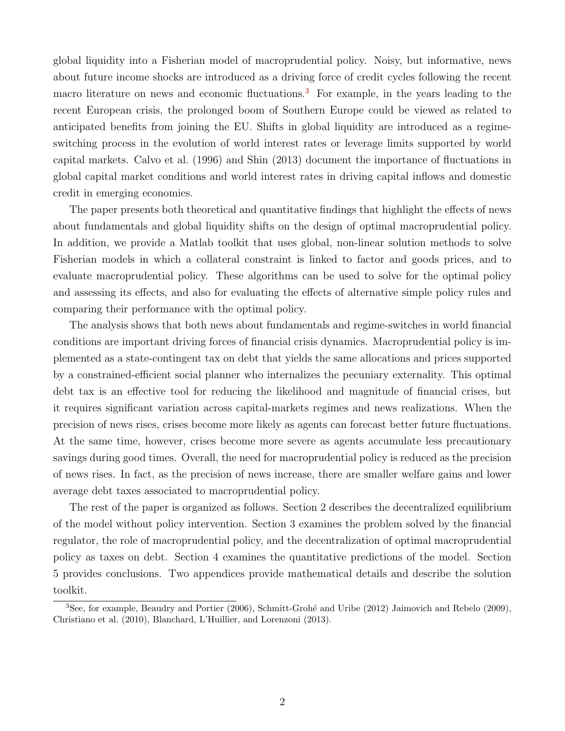global liquidity into a Fisherian model of macroprudential policy. Noisy, but informative, news about future income shocks are introduced as a driving force of credit cycles following the recent macro literature on news and economic fluctuations.[3] For example, in the years leading to the recent European crisis, the prolonged boom of Southern Europe could be viewed as related to anticipated benefits from joining the EU. Shifts in global liquidity are introduced as a regime-switching process in the evolution of world interest rates or leverage limits supported by world capital markets. Calvo et al. (1996) and Shin (2013) document the importance of fluctuations in global capital market conditions and world interest rates in driving capital inflows and domestic credit in emerging economies.

The paper presents both theoretical and quantitative findings that highlight the effects of news about fundamentals and global liquidity shifts on the design of optimal macroprudential policy. In addition, we provide a Matlab toolkit that uses global, non-linear solution methods to solve Fisherian models in which a collateral constraint is linked to factor and goods prices, and to evaluate macroprudential policy. These algorithms can be used to solve for the optimal policy and assessing its effects, and also for evaluating the effects of alternative simple policy rules and comparing their performance with the optimal policy.

The analysis shows that both news about fundamentals and regime-switches in world financial conditions are important driving forces of financial crisis dynamics. Macroprudential policy is implemented as a state-contingent tax on debt that yields the same allocations and prices supported by a constrained-efficient social planner who internalizes the pecuniary externality. This optimal debt tax is an effective tool for reducing the likelihood and magnitude of financial crises, but it requires significant variation across capital-markets regimes and news realizations. When the precision of news rises, crises become more likely as agents can forecast better future fluctuations. At the same time, however, crises become more severe as agents accumulate less precautionary savings during good times. Overall, the need for macroprudential policy is reduced as the precision of news rises. In fact, as the precision of news increase, there are smaller welfare gains and lower average debt taxes associated to macroprudential policy.

The rest of the paper is organized as follows. Section 2 describes the decentralized equilibrium of the model without policy intervention. Section 3 examines the problem solved by the financial regulator, the role of macroprudential policy, and the decentralization of optimal macroprudential policy as taxes on debt. Section 4 examines the quantitative predictions of the model. Section 5 provides conclusions. Two appendices provide mathematical details and describe the solution toolkit.

[3] See, for example, Beaudry and Portier (2006), Schmitt-Grohé and Uribe (2012) Jaimovich and Rebelo (2009), Christiano et al. (2010), Blanchard, L'Huillier, and Lorenzoni (2013).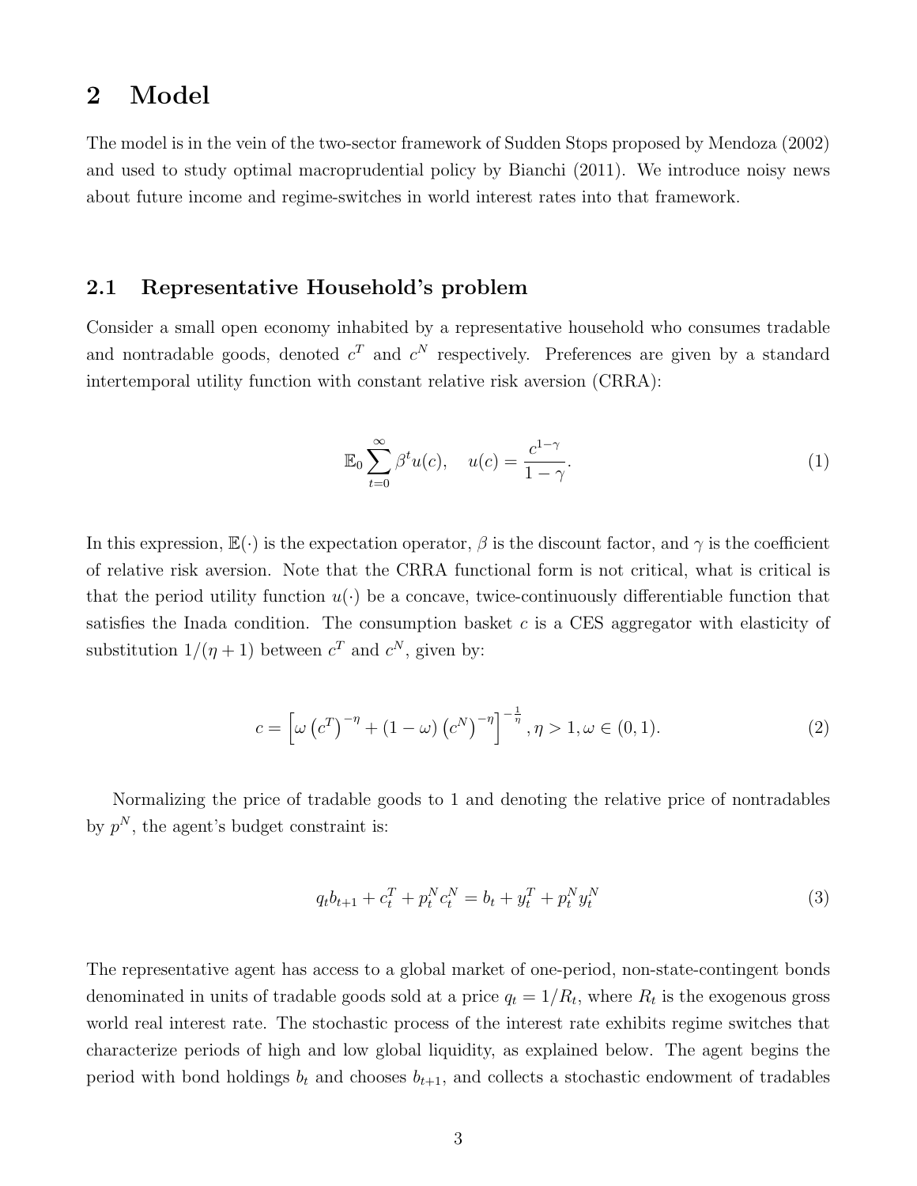# 2 Model

The model is in the vein of the two-sector framework of Sudden Stops proposed by Mendoza (2002) and used to study optimal macroprudential policy by Bianchi (2011). We introduce noisy news about future income and regime-switches in world interest rates into that framework.

## 2.1 Representative Household's problem

Consider a small open economy inhabited by a representative household who consumes tradable and nontradable goods, denoted $c^T$ and $c^N$ respectively. Preferences are given by a standard intertemporal utility function with constant relative risk aversion (CRRA):

$$\mathbb{E}_0 \sum_{t=0}^{\infty} \beta^t u(c), \quad u(c) = \frac{c^{1-\gamma}}{1-\gamma}. \tag{1}$$

In this expression, $\mathbb{E}(\cdot)$ is the expectation operator, $\beta$ is the discount factor, and $\gamma$ is the coefficient of relative risk aversion. Note that the CRRA functional form is not critical, what is critical is that the period utility function $u(\cdot)$ be a concave, twice-continuously differentiable function that satisfies the Inada condition. The consumption basket $c$ is a CES aggregator with elasticity of substitution $1/(\eta+1)$ between $c^T$ and $c^N$, given by:

$$c = \left[\omega \left(c^T\right)^{-\eta} + (1-\omega)\left(c^N\right)^{-\eta}\right]^{-\frac{1}{\eta}}, \eta > 1, \omega \in (0,1). \tag{2}$$

Normalizing the price of tradable goods to 1 and denoting the relative price of nontradables by $p^N$, the agent's budget constraint is:

$$q_t b_{t+1} + c_t^T + p_t^N c_t^N = b_t + y_t^T + p_t^N y_t^N \tag{3}$$

The representative agent has access to a global market of one-period, non-state-contingent bonds denominated in units of tradable goods sold at a price $q_t = 1/R_t$, where $R_t$ is the exogenous gross world real interest rate. The stochastic process of the interest rate exhibits regime switches that characterize periods of high and low global liquidity, as explained below. The agent begins the period with bond holdings $b_t$ and chooses $b_{t+1}$, and collects a stochastic endowment of tradables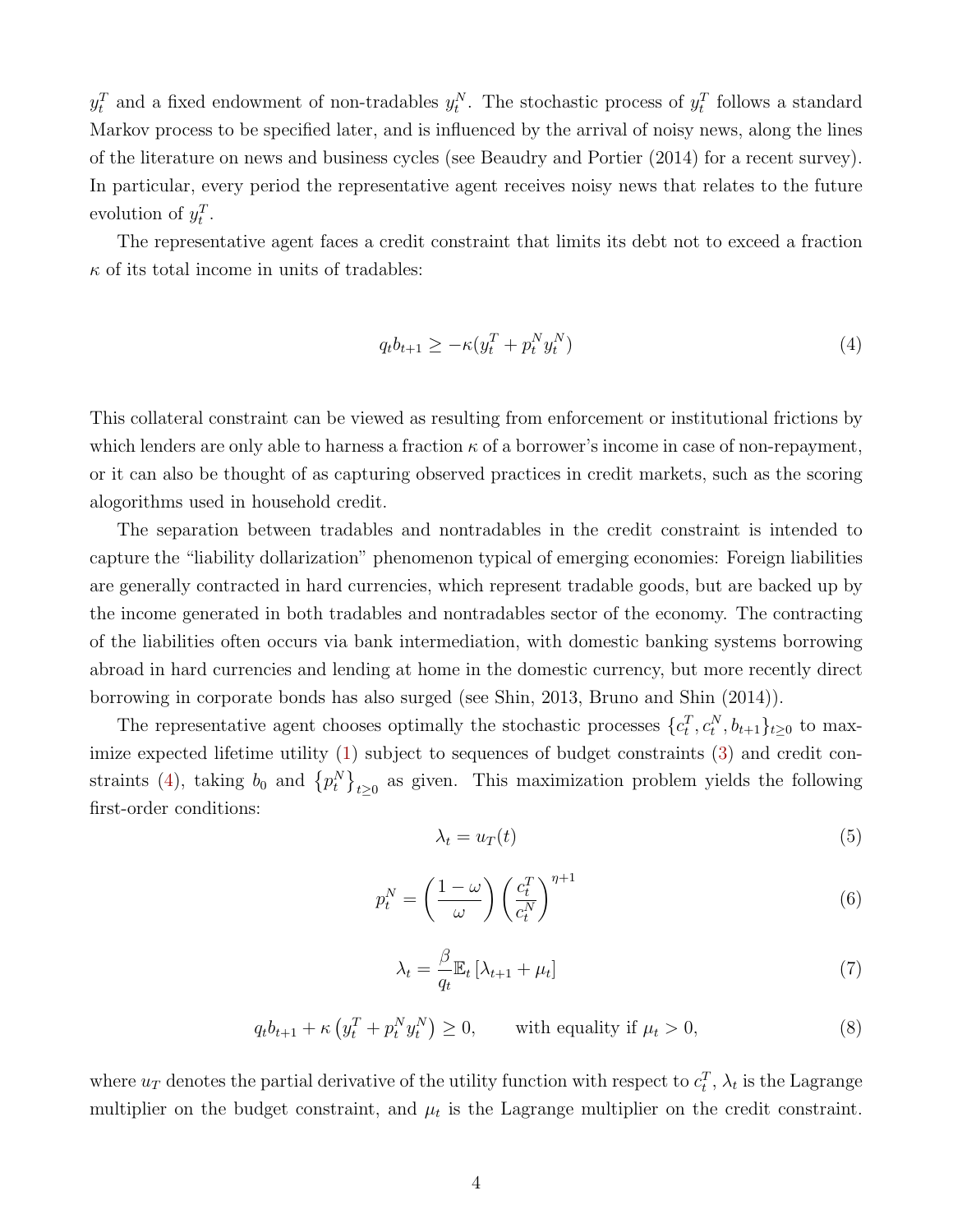$y_t^T$ and a fixed endowment of non-tradables $y_t^N$. The stochastic process of $y_t^T$ follows a standard Markov process to be specified later, and is influenced by the arrival of noisy news, along the lines of the literature on news and business cycles (see Beaudry and Portier (2014) for a recent survey). In particular, every period the representative agent receives noisy news that relates to the future evolution of $y_t^T$.

The representative agent faces a credit constraint that limits its debt not to exceed a fraction $\kappa$ of its total income in units of tradables:

$$q_t b_{t+1} \geq -\kappa(y_t^T + p_t^N y_t^N) \tag{4}$$

This collateral constraint can be viewed as resulting from enforcement or institutional frictions by which lenders are only able to harness a fraction $\kappa$ of a borrower's income in case of non-repayment, or it can also be thought of as capturing observed practices in credit markets, such as the scoring alogorithms used in household credit.

The separation between tradables and nontradables in the credit constraint is intended to capture the "liability dollarization" phenomenon typical of emerging economies: Foreign liabilities are generally contracted in hard currencies, which represent tradable goods, but are backed up by the income generated in both tradables and nontradables sector of the economy. The contracting of the liabilities often occurs via bank intermediation, with domestic banking systems borrowing abroad in hard currencies and lending at home in the domestic currency, but more recently direct borrowing in corporate bonds has also surged (see Shin, 2013, Bruno and Shin (2014)).

The representative agent chooses optimally the stochastic processes $\{c_t^T, c_t^N, b_{t+1}\}_{t\geq 0}$ to maximize expected lifetime utility (1) subject to sequences of budget constraints (3) and credit constraints (4), taking $b_0$ and $\{p_t^N\}_{t\geq 0}$ as given. This maximization problem yields the following first-order conditions:

$$\lambda_t = u_T(t) \tag{5}$$

$$p_t^N = \left(\frac{1-\omega}{\omega}\right)\left(\frac{c_t^T}{c_t^N}\right)^{\eta+1} \tag{6}$$

$$\lambda_t = \frac{\beta}{q_t}\mathbb{E}_t\left[\lambda_{t+1} + \mu_t\right] \tag{7}$$

$$q_t b_{t+1} + \kappa\left(y_t^T + p_t^N y_t^N\right) \geq 0, \qquad \text{with equality if } \mu_t > 0, \tag{8}$$

where $u_T$ denotes the partial derivative of the utility function with respect to $c_t^T$, $\lambda_t$ is the Lagrange multiplier on the budget constraint, and $\mu_t$ is the Lagrange multiplier on the credit constraint.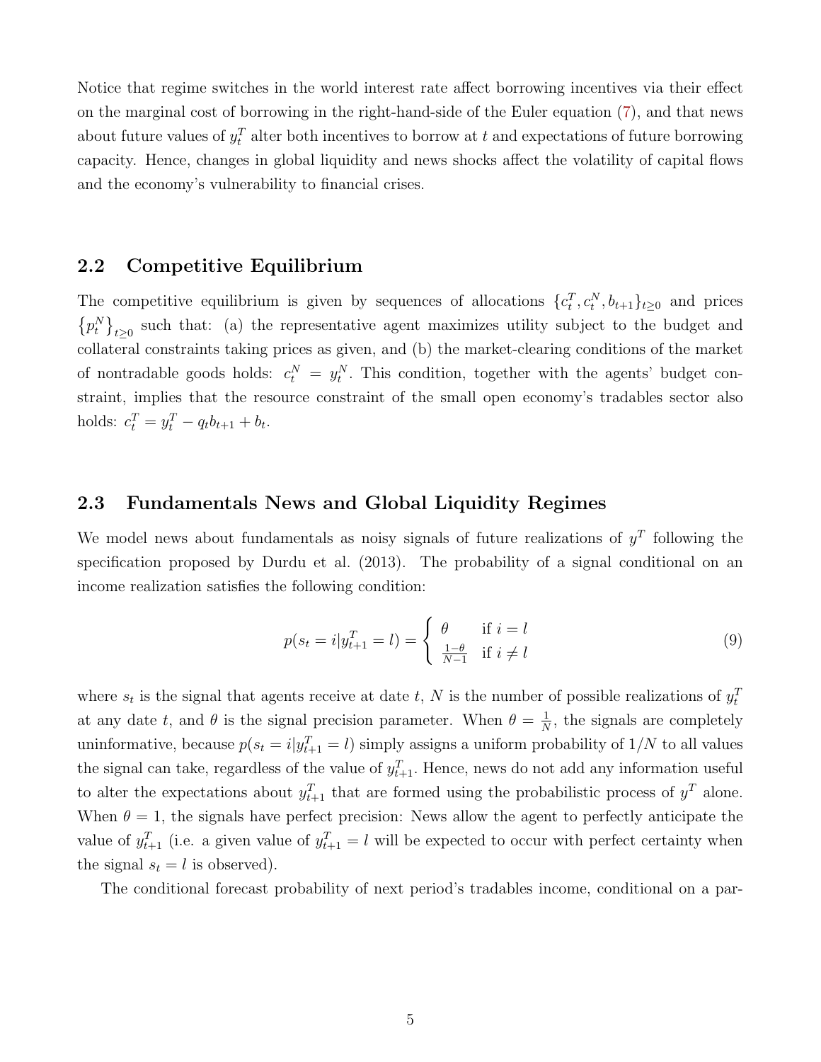Notice that regime switches in the world interest rate affect borrowing incentives via their effect on the marginal cost of borrowing in the right-hand-side of the Euler equation (7), and that news about future values of $y_t^T$ alter both incentives to borrow at $t$ and expectations of future borrowing capacity. Hence, changes in global liquidity and news shocks affect the volatility of capital flows and the economy's vulnerability to financial crises.

## 2.2 Competitive Equilibrium

The competitive equilibrium is given by sequences of allocations $\{c_t^T, c_t^N, b_{t+1}\}_{t\geq 0}$ and prices $\{p_t^N\}_{t\geq 0}$ such that: (a) the representative agent maximizes utility subject to the budget and collateral constraints taking prices as given, and (b) the market-clearing conditions of the market of nontradable goods holds: $c_t^N = y_t^N$. This condition, together with the agents' budget constraint, implies that the resource constraint of the small open economy's tradables sector also holds: $c_t^T = y_t^T - q_t b_{t+1} + b_t$.

## 2.3 Fundamentals News and Global Liquidity Regimes

We model news about fundamentals as noisy signals of future realizations of $y^T$ following the specification proposed by Durdu et al. (2013). The probability of a signal conditional on an income realization satisfies the following condition:

$$p(s_t = i | y_{t+1}^T = l) = \begin{cases} \theta & \text{if } i = l \\ \frac{1-\theta}{N-1} & \text{if } i \neq l \end{cases} \tag{9}$$

where $s_t$ is the signal that agents receive at date $t$, $N$ is the number of possible realizations of $y_t^T$ at any date $t$, and $\theta$ is the signal precision parameter. When $\theta = \frac{1}{N}$, the signals are completely uninformative, because $p(s_t = i | y_{t+1}^T = l)$ simply assigns a uniform probability of $1/N$ to all values the signal can take, regardless of the value of $y_{t+1}^T$. Hence, news do not add any information useful to alter the expectations about $y_{t+1}^T$ that are formed using the probabilistic process of $y^T$ alone. When $\theta = 1$, the signals have perfect precision: News allow the agent to perfectly anticipate the value of $y_{t+1}^T$ (i.e. a given value of $y_{t+1}^T = l$ will be expected to occur with perfect certainty when the signal $s_t = l$ is observed).

The conditional forecast probability of next period's tradables income, conditional on a par-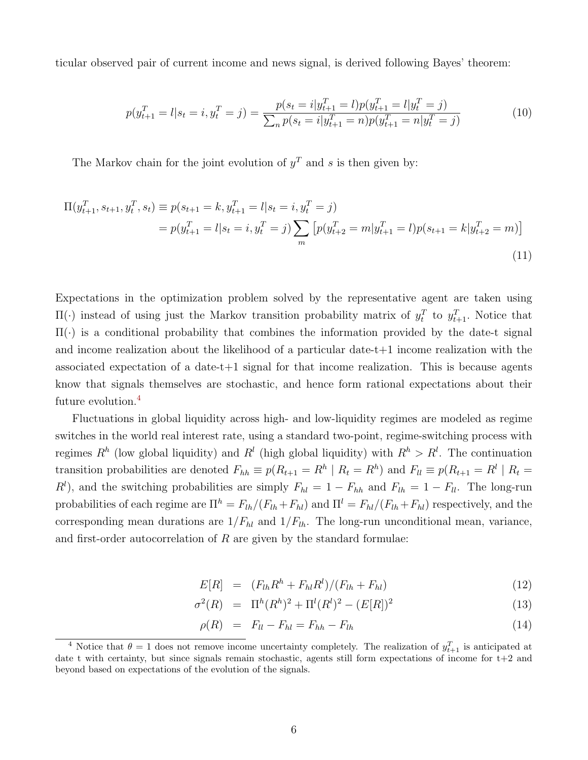ticular observed pair of current income and news signal, is derived following Bayes' theorem:

$$p(y_{t+1}^T = l | s_t = i, y_t^T = j) = \frac{p(s_t = i | y_{t+1}^T = l) p(y_{t+1}^T = l | y_t^T = j)}{\sum_n p(s_t = i | y_{t+1}^T = n) p(y_{t+1}^T = n | y_t^T = j)} \tag{10}$$

The Markov chain for the joint evolution of $y^T$ and $s$ is then given by:

$$\begin{aligned}
\Pi(y_{t+1}^T, s_{t+1}, y_t^T, s_t) &\equiv p(s_{t+1} = k, y_{t+1}^T = l | s_t = i, y_t^T = j) \\
&= p(y_{t+1}^T = l | s_t = i, y_t^T = j) \sum_m \left[ p(y_{t+2}^T = m | y_{t+1}^T = l) p(s_{t+1} = k | y_{t+2}^T = m) \right]
\end{aligned} \tag{11}$$

Expectations in the optimization problem solved by the representative agent are taken using $\Pi(\cdot)$ instead of using just the Markov transition probability matrix of $y_t^T$ to $y_{t+1}^T$. Notice that $\Pi(\cdot)$ is a conditional probability that combines the information provided by the date-t signal and income realization about the likelihood of a particular date-t+1 income realization with the associated expectation of a date-t+1 signal for that income realization. This is because agents know that signals themselves are stochastic, and hence form rational expectations about their future evolution.[4]

Fluctuations in global liquidity across high- and low-liquidity regimes are modeled as regime switches in the world real interest rate, using a standard two-point, regime-switching process with regimes $R^h$ (low global liquidity) and $R^l$ (high global liquidity) with $R^h > R^l$. The continuation transition probabilities are denoted $F_{hh} \equiv p(R_{t+1} = R^h \mid R_t = R^h)$ and $F_{ll} \equiv p(R_{t+1} = R^l \mid R_t = R^l)$, and the switching probabilities are simply $F_{hl} = 1 - F_{hh}$ and $F_{lh} = 1 - F_{ll}$. The long-run probabilities of each regime are $\Pi^h = F_{lh}/(F_{lh} + F_{hl})$ and $\Pi^l = F_{hl}/(F_{lh} + F_{hl})$ respectively, and the corresponding mean durations are $1/F_{hl}$ and $1/F_{lh}$. The long-run unconditional mean, variance, and first-order autocorrelation of $R$ are given by the standard formulae:

$$E[R] = (F_{lh}R^h + F_{hl}R^l)/(F_{lh} + F_{hl}) \tag{12}$$

$$\sigma^2(R) = \Pi^h(R^h)^2 + \Pi^l(R^l)^2 - (E[R])^2 \tag{13}$$

$$\rho(R) = F_{ll} - F_{hl} = F_{hh} - F_{lh} \tag{14}$$

[4] Notice that $\theta = 1$ does not remove income uncertainty completely. The realization of $y_{t+1}^T$ is anticipated at date t with certainty, but since signals remain stochastic, agents still form expectations of income for t+2 and beyond based on expectations of the evolution of the signals.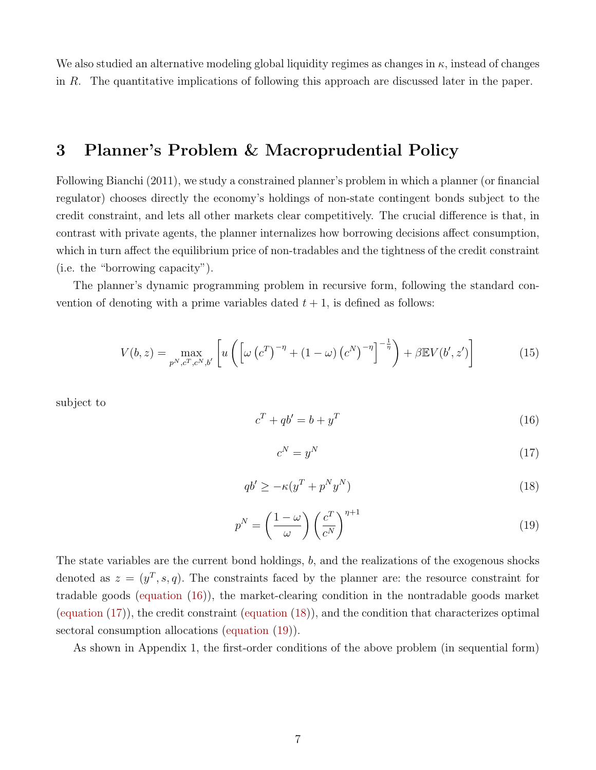We also studied an alternative modeling global liquidity regimes as changes in $\kappa$, instead of changes in $R$. The quantitative implications of following this approach are discussed later in the paper.

# 3 Planner's Problem & Macroprudential Policy

Following Bianchi (2011), we study a constrained planner's problem in which a planner (or financial regulator) chooses directly the economy's holdings of non-state contingent bonds subject to the credit constraint, and lets all other markets clear competitively. The crucial difference is that, in contrast with private agents, the planner internalizes how borrowing decisions affect consumption, which in turn affect the equilibrium price of non-tradables and the tightness of the credit constraint (i.e. the "borrowing capacity").

The planner's dynamic programming problem in recursive form, following the standard convention of denoting with a prime variables dated $t+1$, is defined as follows:

$$V(b,z) = \max_{p^N, c^T, c^N, b'} \left[ u\left( \left[ \omega \left(c^T\right)^{-\eta} + (1-\omega)\left(c^N\right)^{-\eta} \right]^{-\frac{1}{\eta}} \right) + \beta \mathbb{E} V(b', z') \right] \tag{15}$$

subject to

$$c^T + qb' = b + y^T \tag{16}$$

$$c^N = y^N \tag{17}$$

$$qb' \geq -\kappa(y^T + p^N y^N) \tag{18}$$

$$p^N = \left(\frac{1-\omega}{\omega}\right)\left(\frac{c^T}{c^N}\right)^{\eta+1} \tag{19}$$

The state variables are the current bond holdings, $b$, and the realizations of the exogenous shocks denoted as $z = (y^T, s, q)$. The constraints faced by the planner are: the resource constraint for tradable goods (equation (16)), the market-clearing condition in the nontradable goods market (equation (17)), the credit constraint (equation (18)), and the condition that characterizes optimal sectoral consumption allocations (equation (19)).

As shown in Appendix 1, the first-order conditions of the above problem (in sequential form)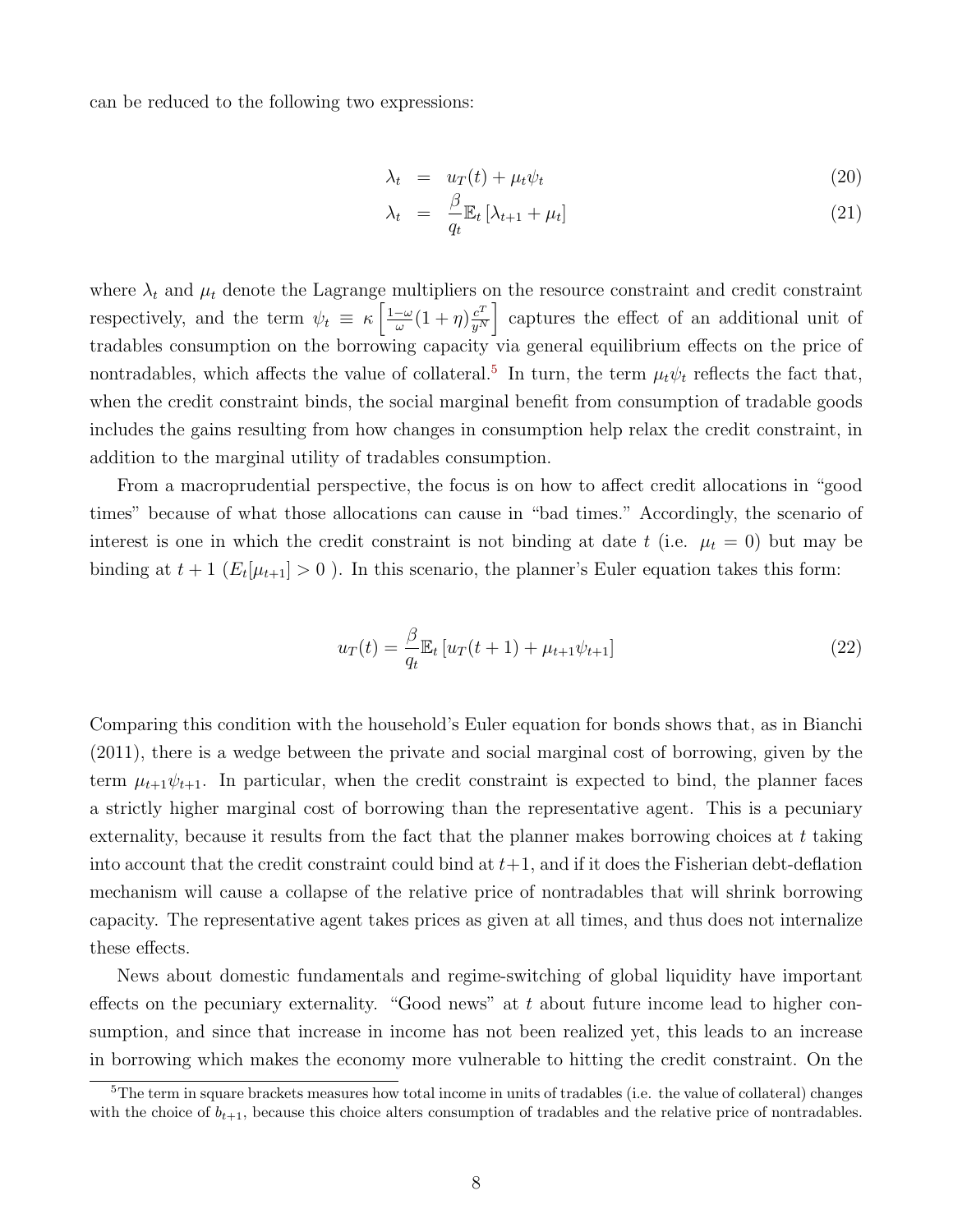can be reduced to the following two expressions:

$$
\lambda_t = u_T(t) + \mu_t \psi_t \tag{20}
$$

$$
\lambda_t = \frac{\beta}{q_t} \mathbb{E}_t \left[ \lambda_{t+1} + \mu_t \right] \tag{21}
$$

where $\lambda_t$ and $\mu_t$ denote the Lagrange multipliers on the resource constraint and credit constraint respectively, and the term $\psi_t \equiv \kappa \left[ \frac{1-\omega}{\omega}(1+\eta)\frac{c^T}{y^N} \right]$ captures the effect of an additional unit of tradables consumption on the borrowing capacity via general equilibrium effects on the price of nontradables, which affects the value of collateral.[5] In turn, the term $\mu_t \psi_t$ reflects the fact that, when the credit constraint binds, the social marginal benefit from consumption of tradable goods includes the gains resulting from how changes in consumption help relax the credit constraint, in addition to the marginal utility of tradables consumption.

From a macroprudential perspective, the focus is on how to affect credit allocations in "good times" because of what those allocations can cause in "bad times." Accordingly, the scenario of interest is one in which the credit constraint is not binding at date $t$ (i.e. $\mu_t = 0$) but may be binding at $t+1$ ($E_t[\mu_{t+1}] > 0$ ). In this scenario, the planner's Euler equation takes this form:

$$
u_T(t) = \frac{\beta}{q_t} \mathbb{E}_t \left[ u_T(t+1) + \mu_{t+1} \psi_{t+1} \right] \tag{22}
$$

Comparing this condition with the household's Euler equation for bonds shows that, as in Bianchi (2011), there is a wedge between the private and social marginal cost of borrowing, given by the term $\mu_{t+1}\psi_{t+1}$. In particular, when the credit constraint is expected to bind, the planner faces a strictly higher marginal cost of borrowing than the representative agent. This is a pecuniary externality, because it results from the fact that the planner makes borrowing choices at $t$ taking into account that the credit constraint could bind at $t+1$, and if it does the Fisherian debt-deflation mechanism will cause a collapse of the relative price of nontradables that will shrink borrowing capacity. The representative agent takes prices as given at all times, and thus does not internalize these effects.

News about domestic fundamentals and regime-switching of global liquidity have important effects on the pecuniary externality. "Good news" at $t$ about future income lead to higher consumption, and since that increase in income has not been realized yet, this leads to an increase in borrowing which makes the economy more vulnerable to hitting the credit constraint. On the

[5] The term in square brackets measures how total income in units of tradables (i.e. the value of collateral) changes with the choice of $b_{t+1}$, because this choice alters consumption of tradables and the relative price of nontradables.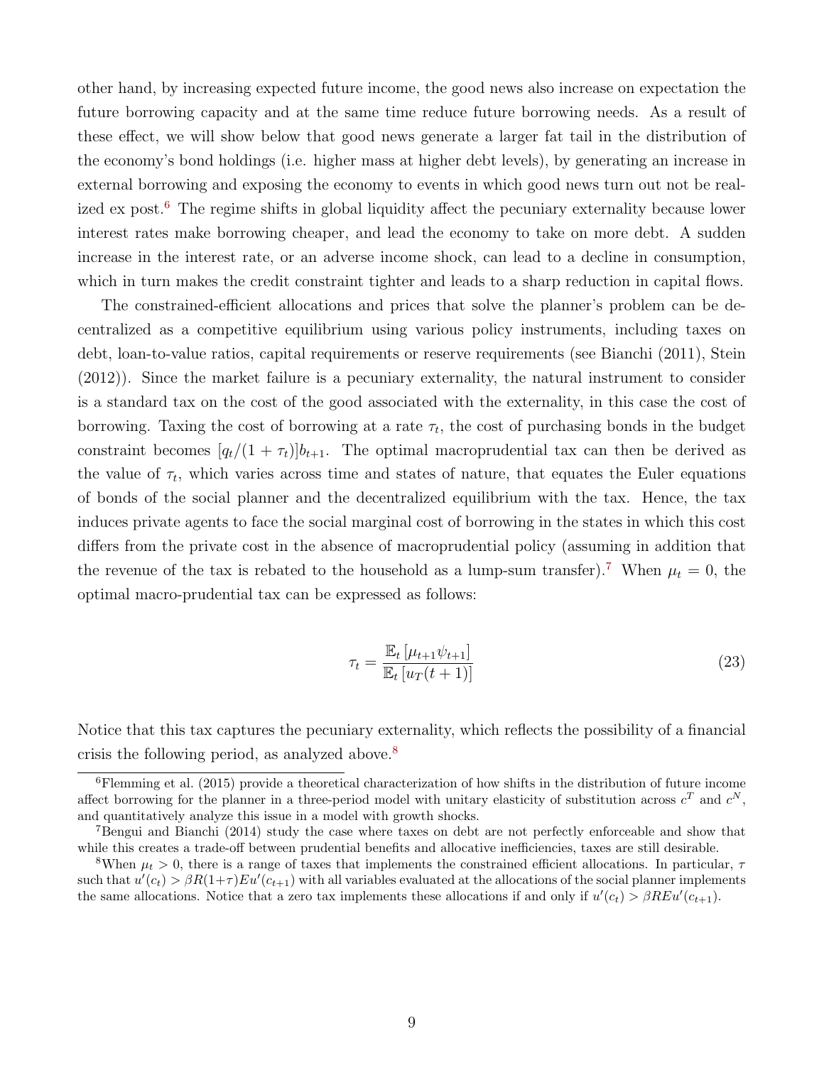other hand, by increasing expected future income, the good news also increase on expectation the future borrowing capacity and at the same time reduce future borrowing needs. As a result of these effect, we will show below that good news generate a larger fat tail in the distribution of the economy's bond holdings (i.e. higher mass at higher debt levels), by generating an increase in external borrowing and exposing the economy to events in which good news turn out not be realized ex post.[6] The regime shifts in global liquidity affect the pecuniary externality because lower interest rates make borrowing cheaper, and lead the economy to take on more debt. A sudden increase in the interest rate, or an adverse income shock, can lead to a decline in consumption, which in turn makes the credit constraint tighter and leads to a sharp reduction in capital flows.

The constrained-efficient allocations and prices that solve the planner's problem can be decentralized as a competitive equilibrium using various policy instruments, including taxes on debt, loan-to-value ratios, capital requirements or reserve requirements (see Bianchi (2011), Stein (2012)). Since the market failure is a pecuniary externality, the natural instrument to consider is a standard tax on the cost of the good associated with the externality, in this case the cost of borrowing. Taxing the cost of borrowing at a rate $\tau_t$, the cost of purchasing bonds in the budget constraint becomes $[q_t/(1+\tau_t)]b_{t+1}$. The optimal macroprudential tax can then be derived as the value of $\tau_t$, which varies across time and states of nature, that equates the Euler equations of bonds of the social planner and the decentralized equilibrium with the tax. Hence, the tax induces private agents to face the social marginal cost of borrowing in the states in which this cost differs from the private cost in the absence of macroprudential policy (assuming in addition that the revenue of the tax is rebated to the household as a lump-sum transfer).[7] When $\mu_t = 0$, the optimal macro-prudential tax can be expressed as follows:

$$\tau_t = \frac{\mathbb{E}_t\left[\mu_{t+1}\psi_{t+1}\right]}{\mathbb{E}_t\left[u_T(t+1)\right]} \tag{23}$$

Notice that this tax captures the pecuniary externality, which reflects the possibility of a financial crisis the following period, as analyzed above.[8]

---

[6] Flemming et al. (2015) provide a theoretical characterization of how shifts in the distribution of future income affect borrowing for the planner in a three-period model with unitary elasticity of substitution across $c^T$ and $c^N$, and quantitatively analyze this issue in a model with growth shocks.

[7] Bengui and Bianchi (2014) study the case where taxes on debt are not perfectly enforceable and show that while this creates a trade-off between prudential benefits and allocative inefficiencies, taxes are still desirable.

[8] When $\mu_t > 0$, there is a range of taxes that implements the constrained efficient allocations. In particular, $\tau$ such that $u'(c_t) > \beta R(1+\tau)Eu'(c_{t+1})$ with all variables evaluated at the allocations of the social planner implements the same allocations. Notice that a zero tax implements these allocations if and only if $u'(c_t) > \beta REu'(c_{t+1})$.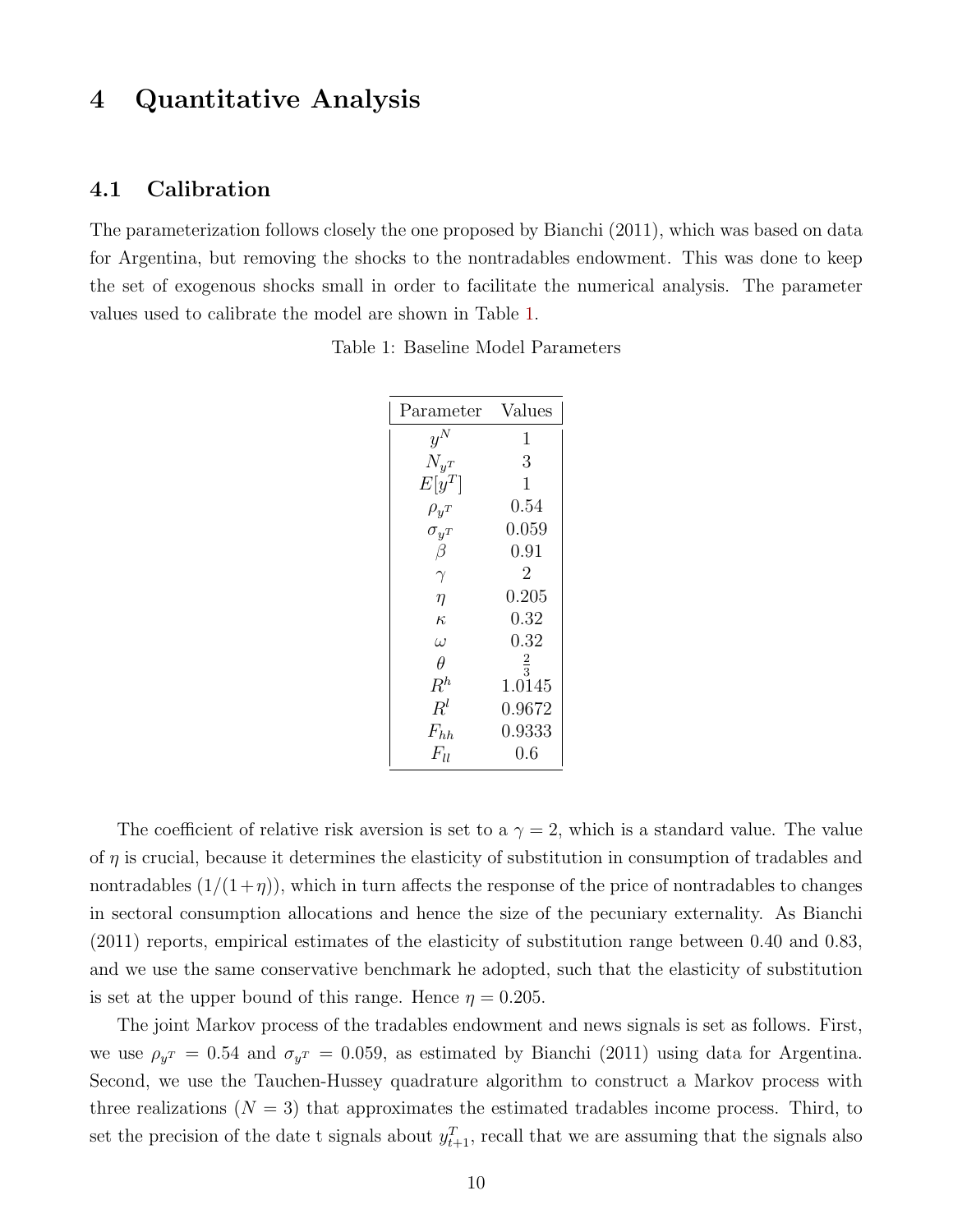# 4 Quantitative Analysis

## 4.1 Calibration

The parameterization follows closely the one proposed by Bianchi (2011), which was based on data for Argentina, but removing the shocks to the nontradables endowment. This was done to keep the set of exogenous shocks small in order to facilitate the numerical analysis. The parameter values used to calibrate the model are shown in Table 1.

Table 1: Baseline Model Parameters

| Parameter | Values |
|---|---|
| $y^N$ | 1 |
| $N_{y^T}$ | 3 |
| $E[y^T]$ | 1 |
| $\rho_{y^T}$ | 0.54 |
| $\sigma_{y^T}$ | 0.059 |
| $\beta$ | 0.91 |
| $\gamma$ | 2 |
| $\eta$ | 0.205 |
| $\kappa$ | 0.32 |
| $\omega$ | 0.32 |
| $\theta$ | $\frac{2}{3}$ |
| $R^h$ | 1.0145 |
| $R^l$ | 0.9672 |
| $F_{hh}$ | 0.9333 |
| $F_{ll}$ | 0.6 |

The coefficient of relative risk aversion is set to a $\gamma = 2$, which is a standard value. The value of $\eta$ is crucial, because it determines the elasticity of substitution in consumption of tradables and nontradables $(1/(1+\eta))$, which in turn affects the response of the price of nontradables to changes in sectoral consumption allocations and hence the size of the pecuniary externality. As Bianchi (2011) reports, empirical estimates of the elasticity of substitution range between 0.40 and 0.83, and we use the same conservative benchmark he adopted, such that the elasticity of substitution is set at the upper bound of this range. Hence $\eta = 0.205$.

The joint Markov process of the tradables endowment and news signals is set as follows. First, we use $\rho_{y^T} = 0.54$ and $\sigma_{y^T} = 0.059$, as estimated by Bianchi (2011) using data for Argentina. Second, we use the Tauchen-Hussey quadrature algorithm to construct a Markov process with three realizations ($N = 3$) that approximates the estimated tradables income process. Third, to set the precision of the date t signals about $y^T_{t+1}$, recall that we are assuming that the signals also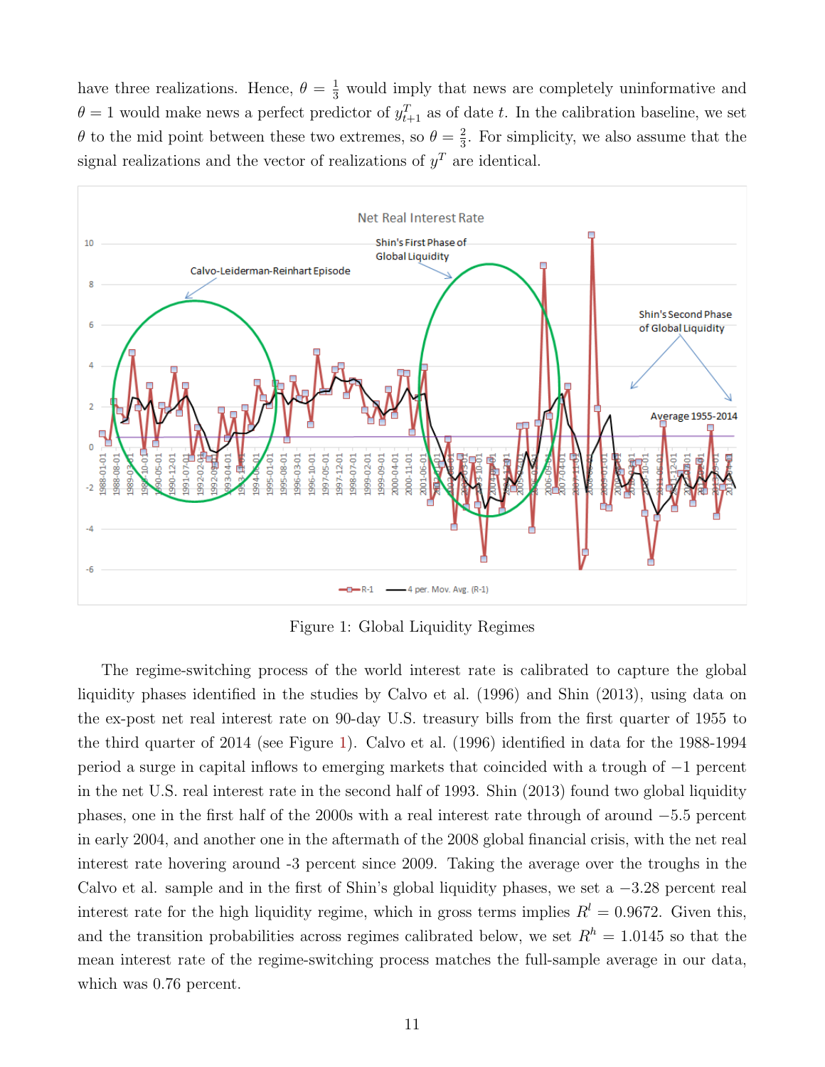have three realizations. Hence, $\theta = \frac{1}{3}$ would imply that news are completely uninformative and $\theta = 1$ would make news a perfect predictor of $y^T_{t+1}$ as of date $t$. In the calibration baseline, we set $\theta$ to the mid point between these two extremes, so $\theta = \frac{2}{3}$. For simplicity, we also assume that the signal realizations and the vector of realizations of $y^T$ are identical.

Figure 1: Global Liquidity Regimes

The regime-switching process of the world interest rate is calibrated to capture the global liquidity phases identified in the studies by Calvo et al. (1996) and Shin (2013), using data on the ex-post net real interest rate on 90-day U.S. treasury bills from the first quarter of 1955 to the third quarter of 2014 (see Figure 1). Calvo et al. (1996) identified in data for the 1988-1994 period a surge in capital inflows to emerging markets that coincided with a trough of $-1$ percent in the net U.S. real interest rate in the second half of 1993. Shin (2013) found two global liquidity phases, one in the first half of the 2000s with a real interest rate through of around $-5.5$ percent in early 2004, and another one in the aftermath of the 2008 global financial crisis, with the net real interest rate hovering around -3 percent since 2009. Taking the average over the troughs in the Calvo et al. sample and in the first of Shin's global liquidity phases, we set a $-3.28$ percent real interest rate for the high liquidity regime, which in gross terms implies $R^l = 0.9672$. Given this, and the transition probabilities across regimes calibrated below, we set $R^h = 1.0145$ so that the mean interest rate of the regime-switching process matches the full-sample average in our data, which was 0.76 percent.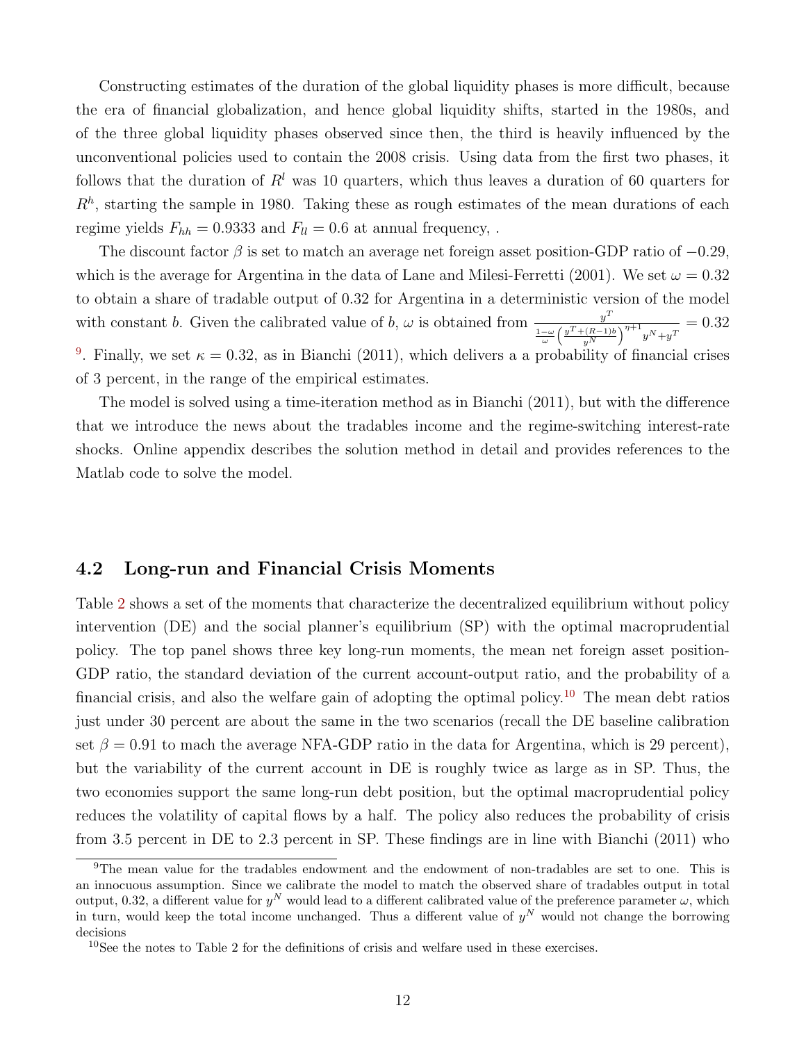Constructing estimates of the duration of the global liquidity phases is more difficult, because the era of financial globalization, and hence global liquidity shifts, started in the 1980s, and of the three global liquidity phases observed since then, the third is heavily influenced by the unconventional policies used to contain the 2008 crisis. Using data from the first two phases, it follows that the duration of $R^l$ was 10 quarters, which thus leaves a duration of 60 quarters for $R^h$, starting the sample in 1980. Taking these as rough estimates of the mean durations of each regime yields $F_{hh} = 0.9333$ and $F_{ll} = 0.6$ at annual frequency, .

The discount factor $\beta$ is set to match an average net foreign asset position-GDP ratio of $-0.29$, which is the average for Argentina in the data of Lane and Milesi-Ferretti (2001). We set $\omega = 0.32$ to obtain a share of tradable output of 0.32 for Argentina in a deterministic version of the model with constant $b$. Given the calibrated value of $b$, $\omega$ is obtained from $\frac{y^T}{\frac{1-\omega}{\omega}\left(\frac{y^T+(R-1)b}{y^N}\right)^{\eta+1} y^N + y^T} = 0.32$ [9]. Finally, we set $\kappa = 0.32$, as in Bianchi (2011), which delivers a a probability of financial crises of 3 percent, in the range of the empirical estimates.

The model is solved using a time-iteration method as in Bianchi (2011), but with the difference that we introduce the news about the tradables income and the regime-switching interest-rate shocks. Online appendix describes the solution method in detail and provides references to the Matlab code to solve the model.

## 4.2 Long-run and Financial Crisis Moments

Table 2 shows a set of the moments that characterize the decentralized equilibrium without policy intervention (DE) and the social planner's equilibrium (SP) with the optimal macroprudential policy. The top panel shows three key long-run moments, the mean net foreign asset position-GDP ratio, the standard deviation of the current account-output ratio, and the probability of a financial crisis, and also the welfare gain of adopting the optimal policy.[10] The mean debt ratios just under 30 percent are about the same in the two scenarios (recall the DE baseline calibration set $\beta = 0.91$ to mach the average NFA-GDP ratio in the data for Argentina, which is 29 percent), but the variability of the current account in DE is roughly twice as large as in SP. Thus, the two economies support the same long-run debt position, but the optimal macroprudential policy reduces the volatility of capital flows by a half. The policy also reduces the probability of crisis from 3.5 percent in DE to 2.3 percent in SP. These findings are in line with Bianchi (2011) who

[9] The mean value for the tradables endowment and the endowment of non-tradables are set to one. This is an innocuous assumption. Since we calibrate the model to match the observed share of tradables output in total output, 0.32, a different value for $y^N$ would lead to a different calibrated value of the preference parameter $\omega$, which in turn, would keep the total income unchanged. Thus a different value of $y^N$ would not change the borrowing decisions

[10] See the notes to Table 2 for the definitions of crisis and welfare used in these exercises.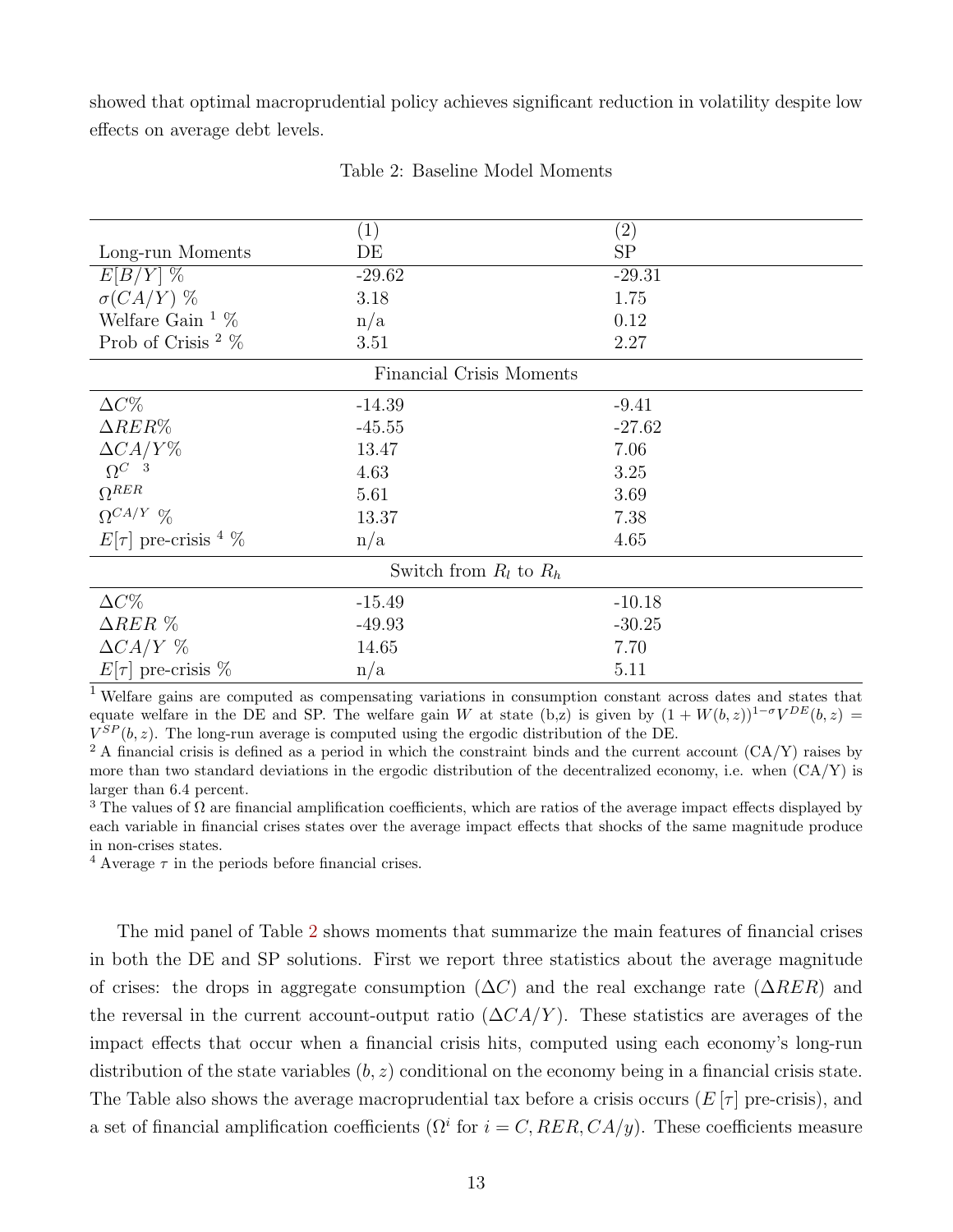showed that optimal macroprudential policy achieves significant reduction in volatility despite low effects on average debt levels.

Table 2: Baseline Model Moments

| Long-run Moments | (1) DE | (2) SP |
|---|---|---|
| $E[B/Y]$ % | -29.62 | -29.31 |
| $\sigma(CA/Y)$ % | 3.18 | 1.75 |
| Welfare Gain [1] % | n/a | 0.12 |
| Prob of Crisis [2] % | 3.51 | 2.27 |
| **Financial Crisis Moments** | | |
| $\Delta C$% | -14.39 | -9.41 |
| $\Delta RER$% | -45.55 | -27.62 |
| $\Delta CA/Y$% | 13.47 | 7.06 |
| $\Omega^{C}$ [3] | 4.63 | 3.25 |
| $\Omega^{RER}$ | 5.61 | 3.69 |
| $\Omega^{CA/Y}$ % | 13.37 | 7.38 |
| $E[\tau]$ pre-crisis [4] % | n/a | 4.65 |
| **Switch from $R_l$ to $R_h$** | | |
| $\Delta C$% | -15.49 | -10.18 |
| $\Delta RER$ % | -49.93 | -30.25 |
| $\Delta CA/Y$ % | 14.65 | 7.70 |
| $E[\tau]$ pre-crisis % | n/a | 5.11 |

[1] Welfare gains are computed as compensating variations in consumption constant across dates and states that equate welfare in the DE and SP. The welfare gain $W$ at state (b,z) is given by $(1 + W(b, z))^{1-\sigma} V^{DE}(b, z) = V^{SP}(b, z)$. The long-run average is computed using the ergodic distribution of the DE.
[2] A financial crisis is defined as a period in which the constraint binds and the current account (CA/Y) raises by more than two standard deviations in the ergodic distribution of the decentralized economy, i.e. when (CA/Y) is larger than 6.4 percent.
[3] The values of $\Omega$ are financial amplification coefficients, which are ratios of the average impact effects displayed by each variable in financial crises states over the average impact effects that shocks of the same magnitude produce in non-crises states.
[4] Average $\tau$ in the periods before financial crises.

The mid panel of Table 2 shows moments that summarize the main features of financial crises in both the DE and SP solutions. First we report three statistics about the average magnitude of crises: the drops in aggregate consumption ($\Delta C$) and the real exchange rate ($\Delta RER$) and the reversal in the current account-output ratio ($\Delta CA/Y$). These statistics are averages of the impact effects that occur when a financial crisis hits, computed using each economy's long-run distribution of the state variables $(b, z)$ conditional on the economy being in a financial crisis state. The Table also shows the average macroprudential tax before a crisis occurs ($E[\tau]$ pre-crisis), and a set of financial amplification coefficients ($\Omega^i$ for $i = C, RER, CA/y$). These coefficients measure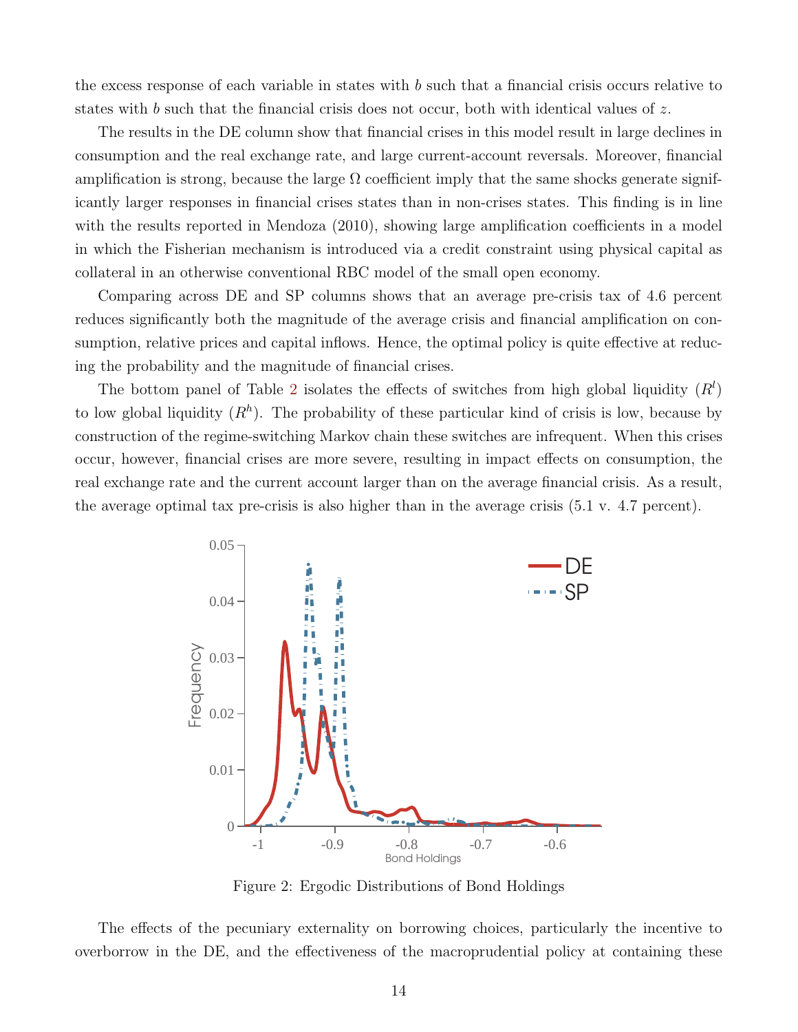the excess response of each variable in states with $b$ such that a financial crisis occurs relative to states with $b$ such that the financial crisis does not occur, both with identical values of $z$.

The results in the DE column show that financial crises in this model result in large declines in consumption and the real exchange rate, and large current-account reversals. Moreover, financial amplification is strong, because the large $\Omega$ coefficient imply that the same shocks generate significantly larger responses in financial crises states than in non-crises states. This finding is in line with the results reported in Mendoza (2010), showing large amplification coefficients in a model in which the Fisherian mechanism is introduced via a credit constraint using physical capital as collateral in an otherwise conventional RBC model of the small open economy.

Comparing across DE and SP columns shows that an average pre-crisis tax of 4.6 percent reduces significantly both the magnitude of the average crisis and financial amplification on consumption, relative prices and capital inflows. Hence, the optimal policy is quite effective at reducing the probability and the magnitude of financial crises.

The bottom panel of Table 2 isolates the effects of switches from high global liquidity ($R^l$) to low global liquidity ($R^h$). The probability of these particular kind of crisis is low, because by construction of the regime-switching Markov chain these switches are infrequent. When this crises occur, however, financial crises are more severe, resulting in impact effects on consumption, the real exchange rate and the current account larger than on the average financial crisis. As a result, the average optimal tax pre-crisis is also higher than in the average crisis (5.1 v. 4.7 percent).

Figure 2: Ergodic Distributions of Bond Holdings

The effects of the pecuniary externality on borrowing choices, particularly the incentive to overborrow in the DE, and the effectiveness of the macroprudential policy at containing these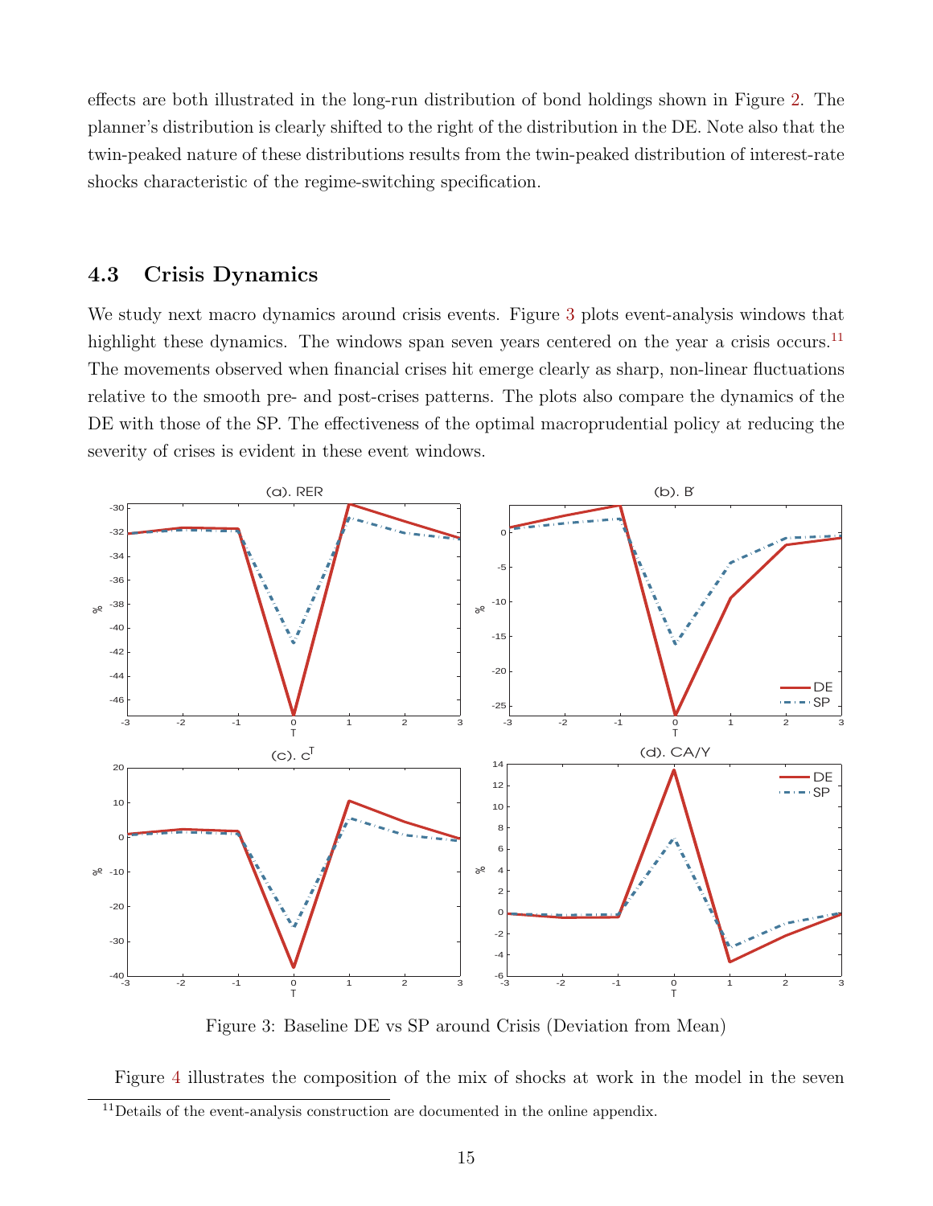effects are both illustrated in the long-run distribution of bond holdings shown in Figure 2. The planner's distribution is clearly shifted to the right of the distribution in the DE. Note also that the twin-peaked nature of these distributions results from the twin-peaked distribution of interest-rate shocks characteristic of the regime-switching specification.

### 4.3 Crisis Dynamics

We study next macro dynamics around crisis events. Figure 3 plots event-analysis windows that highlight these dynamics. The windows span seven years centered on the year a crisis occurs.[11] The movements observed when financial crises hit emerge clearly as sharp, non-linear fluctuations relative to the smooth pre- and post-crises patterns. The plots also compare the dynamics of the DE with those of the SP. The effectiveness of the optimal macroprudential policy at reducing the severity of crises is evident in these event windows.

Figure 3: Baseline DE vs SP around Crisis (Deviation from Mean)

Figure 4 illustrates the composition of the mix of shocks at work in the model in the seven

[11] Details of the event-analysis construction are documented in the online appendix.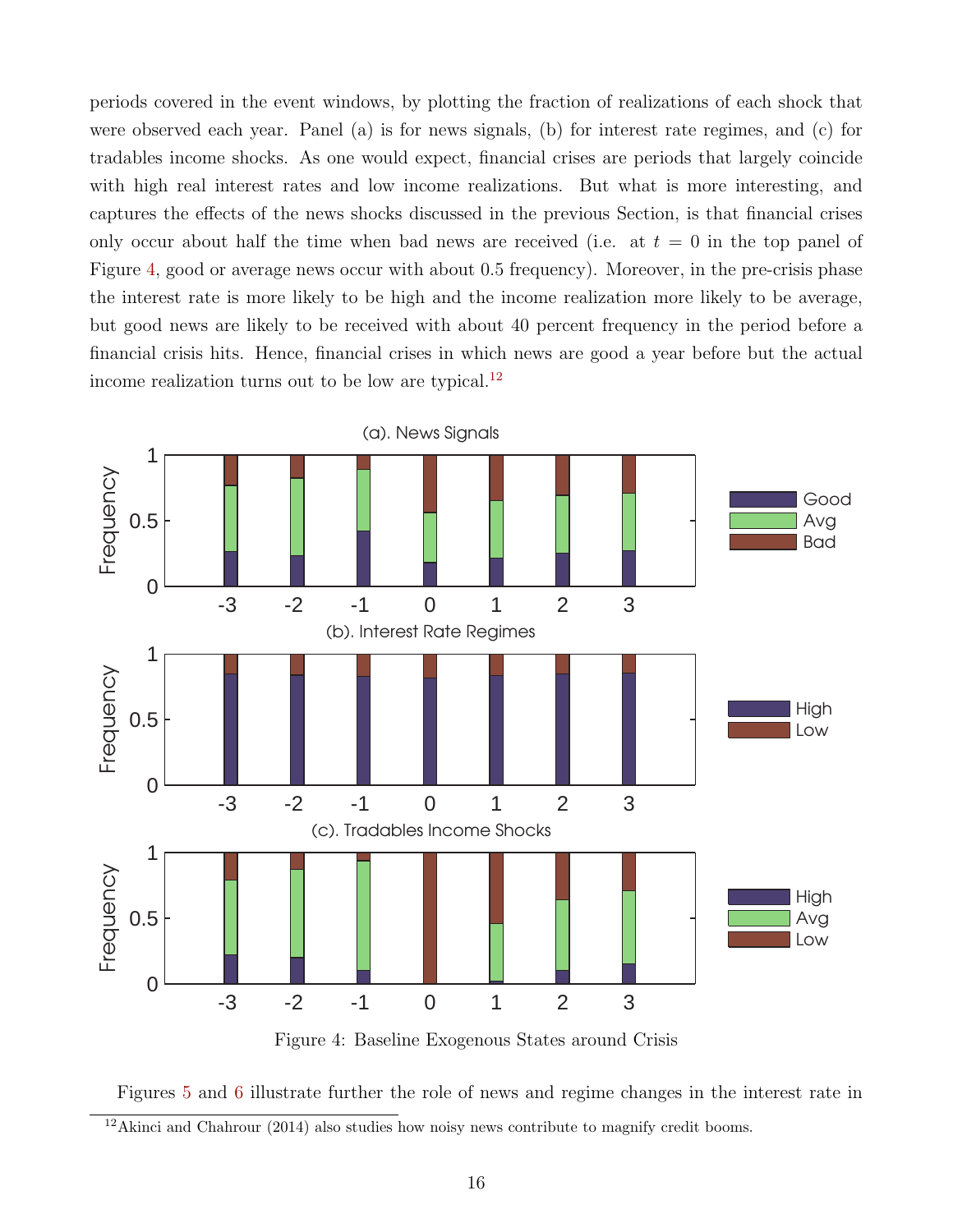periods covered in the event windows, by plotting the fraction of realizations of each shock that were observed each year. Panel (a) is for news signals, (b) for interest rate regimes, and (c) for tradables income shocks. As one would expect, financial crises are periods that largely coincide with high real interest rates and low income realizations. But what is more interesting, and captures the effects of the news shocks discussed in the previous Section, is that financial crises only occur about half the time when bad news are received (i.e. at $t = 0$ in the top panel of Figure 4, good or average news occur with about 0.5 frequency). Moreover, in the pre-crisis phase the interest rate is more likely to be high and the income realization more likely to be average, but good news are likely to be received with about 40 percent frequency in the period before a financial crisis hits. Hence, financial crises in which news are good a year before but the actual income realization turns out to be low are typical.[12]

Figure 4: Baseline Exogenous States around Crisis

Figures 5 and 6 illustrate further the role of news and regime changes in the interest rate in

[12] Akinci and Chahrour (2014) also studies how noisy news contribute to magnify credit booms.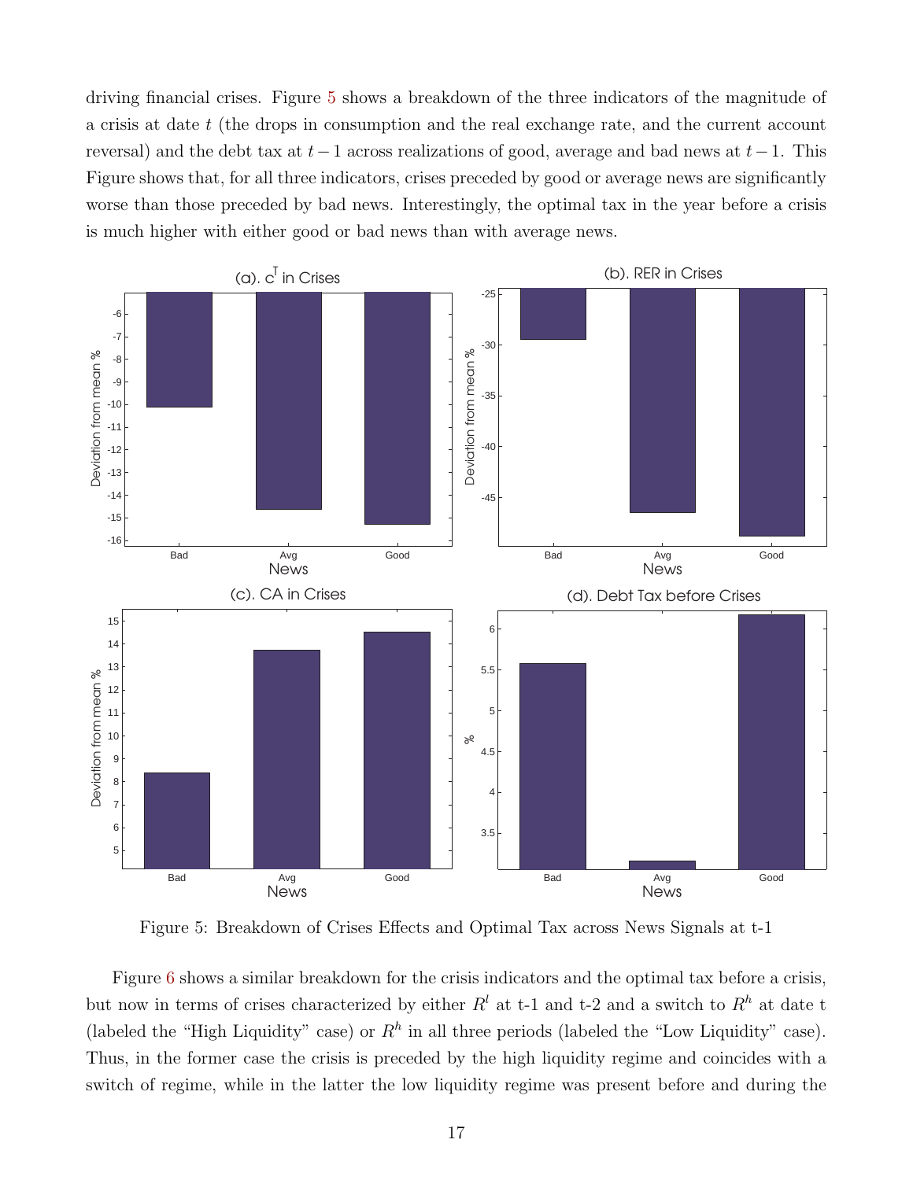driving financial crises. Figure 5 shows a breakdown of the three indicators of the magnitude of a crisis at date $t$ (the drops in consumption and the real exchange rate, and the current account reversal) and the debt tax at $t-1$ across realizations of good, average and bad news at $t-1$. This Figure shows that, for all three indicators, crises preceded by good or average news are significantly worse than those preceded by bad news. Interestingly, the optimal tax in the year before a crisis is much higher with either good or bad news than with average news.

Figure 5: Breakdown of Crises Effects and Optimal Tax across News Signals at t-1

Figure 6 shows a similar breakdown for the crisis indicators and the optimal tax before a crisis, but now in terms of crises characterized by either $R^l$ at t-1 and t-2 and a switch to $R^h$ at date t (labeled the "High Liquidity" case) or $R^h$ in all three periods (labeled the "Low Liquidity" case). Thus, in the former case the crisis is preceded by the high liquidity regime and coincides with a switch of regime, while in the latter the low liquidity regime was present before and during the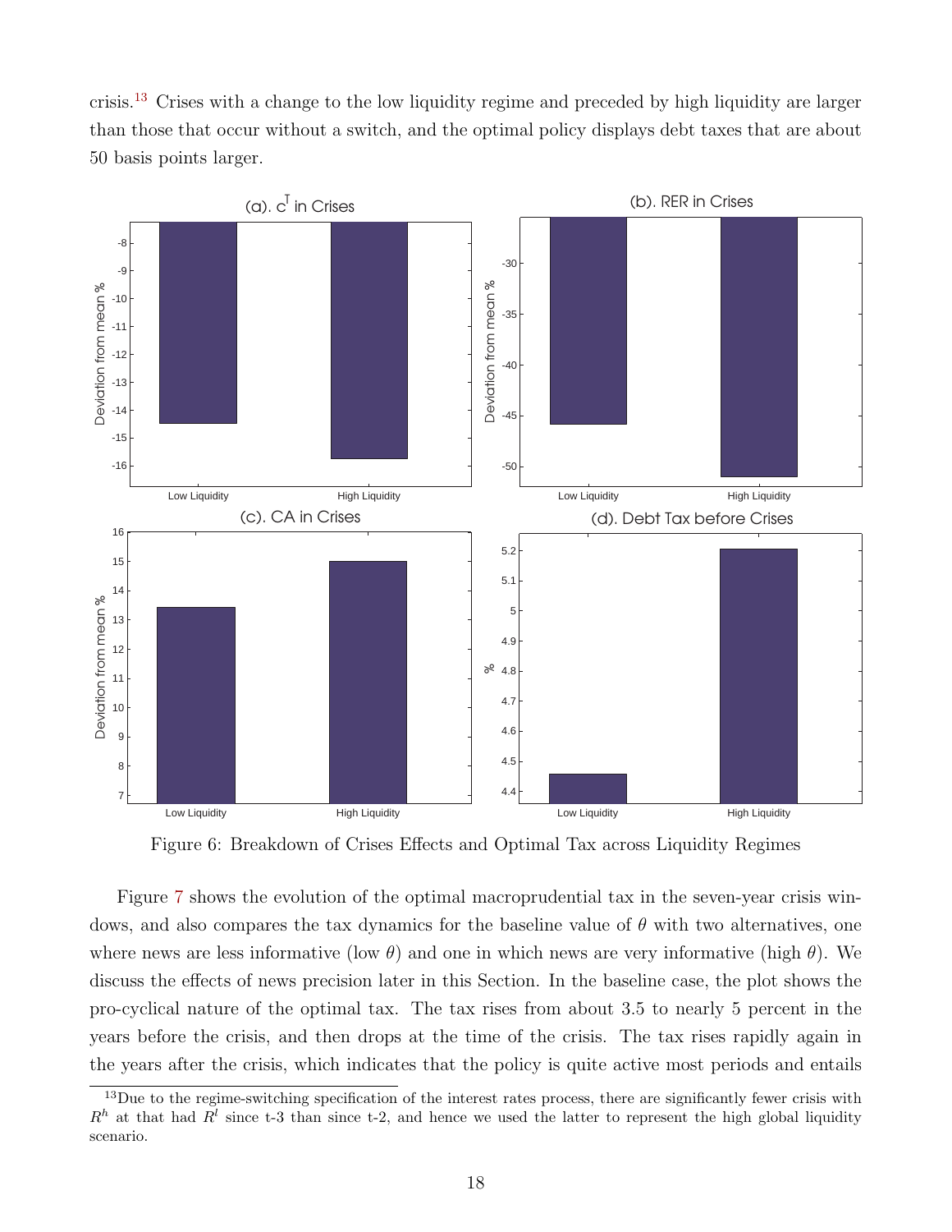crisis.[13] Crises with a change to the low liquidity regime and preceded by high liquidity are larger than those that occur without a switch, and the optimal policy displays debt taxes that are about 50 basis points larger.

Figure 6: Breakdown of Crises Effects and Optimal Tax across Liquidity Regimes

Figure 7 shows the evolution of the optimal macroprudential tax in the seven-year crisis windows, and also compares the tax dynamics for the baseline value of $\theta$ with two alternatives, one where news are less informative (low $\theta$) and one in which news are very informative (high $\theta$). We discuss the effects of news precision later in this Section. In the baseline case, the plot shows the pro-cyclical nature of the optimal tax. The tax rises from about 3.5 to nearly 5 percent in the years before the crisis, and then drops at the time of the crisis. The tax rises rapidly again in the years after the crisis, which indicates that the policy is quite active most periods and entails

[13] Due to the regime-switching specification of the interest rates process, there are significantly fewer crisis with $R^h$ at that had $R^l$ since t-3 than since t-2, and hence we used the latter to represent the high global liquidity scenario.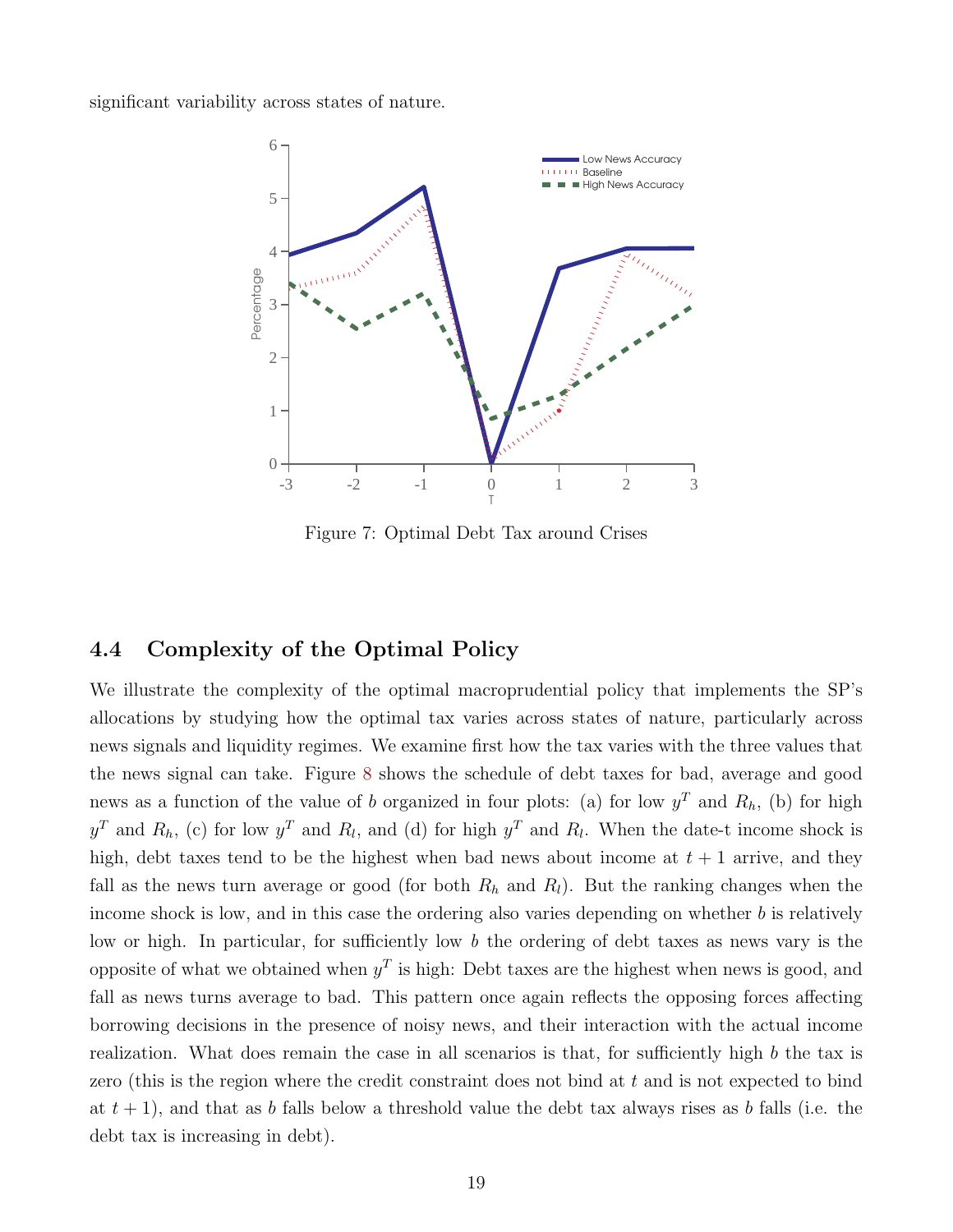significant variability across states of nature.

Figure 7: Optimal Debt Tax around Crises

### 4.4 Complexity of the Optimal Policy

We illustrate the complexity of the optimal macroprudential policy that implements the SP's allocations by studying how the optimal tax varies across states of nature, particularly across news signals and liquidity regimes. We examine first how the tax varies with the three values that the news signal can take. Figure 8 shows the schedule of debt taxes for bad, average and good news as a function of the value of $b$ organized in four plots: (a) for low $y^T$ and $R_h$, (b) for high $y^T$ and $R_h$, (c) for low $y^T$ and $R_l$, and (d) for high $y^T$ and $R_l$. When the date-t income shock is high, debt taxes tend to be the highest when bad news about income at $t+1$ arrive, and they fall as the news turn average or good (for both $R_h$ and $R_l$). But the ranking changes when the income shock is low, and in this case the ordering also varies depending on whether $b$ is relatively low or high. In particular, for sufficiently low $b$ the ordering of debt taxes as news vary is the opposite of what we obtained when $y^T$ is high: Debt taxes are the highest when news is good, and fall as news turns average to bad. This pattern once again reflects the opposing forces affecting borrowing decisions in the presence of noisy news, and their interaction with the actual income realization. What does remain the case in all scenarios is that, for sufficiently high $b$ the tax is zero (this is the region where the credit constraint does not bind at $t$ and is not expected to bind at $t+1$), and that as $b$ falls below a threshold value the debt tax always rises as $b$ falls (i.e. the debt tax is increasing in debt).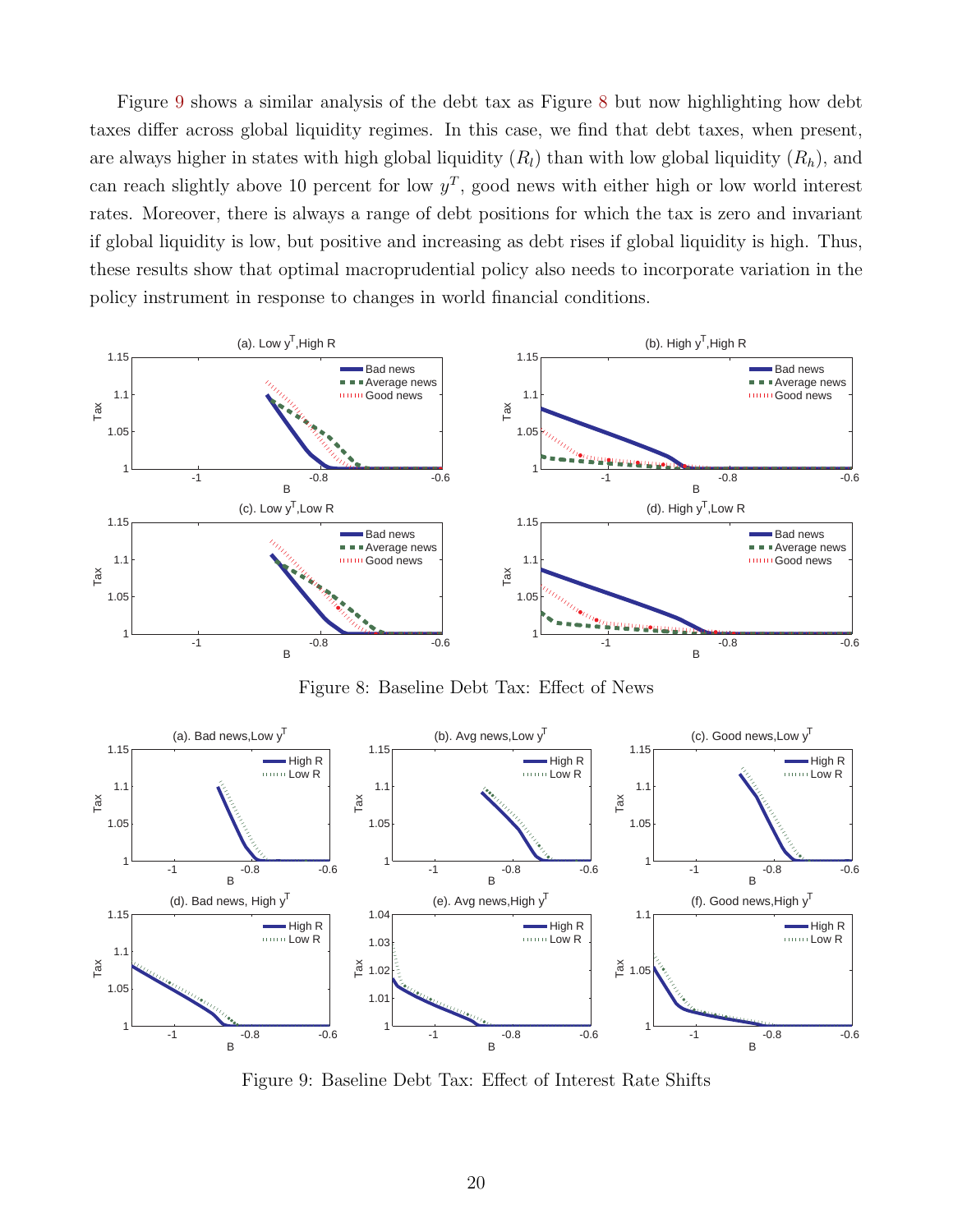Figure 9 shows a similar analysis of the debt tax as Figure 8 but now highlighting how debt taxes differ across global liquidity regimes. In this case, we find that debt taxes, when present, are always higher in states with high global liquidity ($R_l$) than with low global liquidity ($R_h$), and can reach slightly above 10 percent for low $y^T$, good news with either high or low world interest rates. Moreover, there is always a range of debt positions for which the tax is zero and invariant if global liquidity is low, but positive and increasing as debt rises if global liquidity is high. Thus, these results show that optimal macroprudential policy also needs to incorporate variation in the policy instrument in response to changes in world financial conditions.

Figure 8: Baseline Debt Tax: Effect of News

Figure 9: Baseline Debt Tax: Effect of Interest Rate Shifts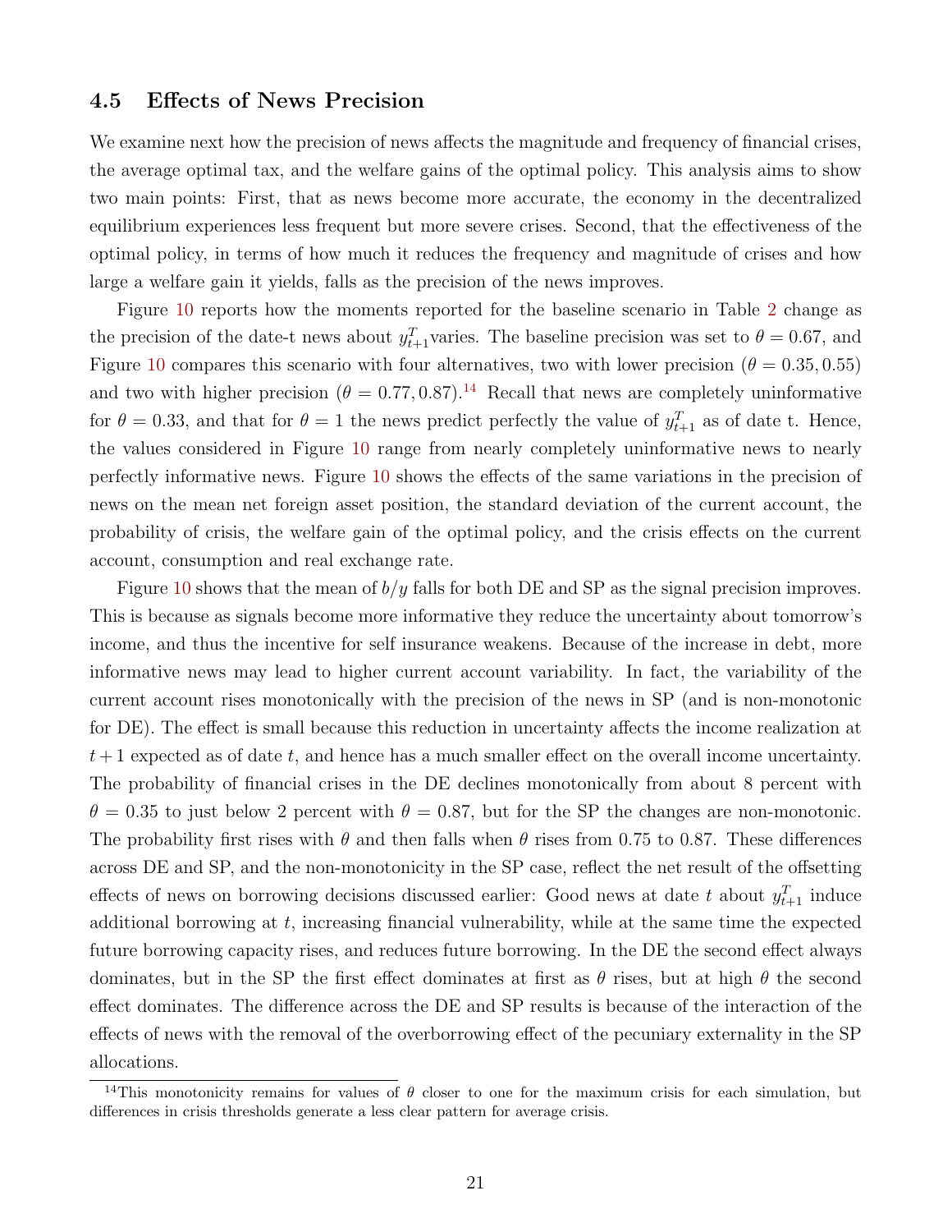### 4.5 Effects of News Precision

We examine next how the precision of news affects the magnitude and frequency of financial crises, the average optimal tax, and the welfare gains of the optimal policy. This analysis aims to show two main points: First, that as news become more accurate, the economy in the decentralized equilibrium experiences less frequent but more severe crises. Second, that the effectiveness of the optimal policy, in terms of how much it reduces the frequency and magnitude of crises and how large a welfare gain it yields, falls as the precision of the news improves.

Figure 10 reports how the moments reported for the baseline scenario in Table 2 change as the precision of the date-t news about $y^T_{t+1}$varies. The baseline precision was set to $\theta = 0.67$, and Figure 10 compares this scenario with four alternatives, two with lower precision ($\theta = 0.35, 0.55$) and two with higher precision ($\theta = 0.77, 0.87$).[14] Recall that news are completely uninformative for $\theta = 0.33$, and that for $\theta = 1$ the news predict perfectly the value of $y^T_{t+1}$ as of date t. Hence, the values considered in Figure 10 range from nearly completely uninformative news to nearly perfectly informative news. Figure 10 shows the effects of the same variations in the precision of news on the mean net foreign asset position, the standard deviation of the current account, the probability of crisis, the welfare gain of the optimal policy, and the crisis effects on the current account, consumption and real exchange rate.

Figure 10 shows that the mean of $b/y$ falls for both DE and SP as the signal precision improves. This is because as signals become more informative they reduce the uncertainty about tomorrow's income, and thus the incentive for self insurance weakens. Because of the increase in debt, more informative news may lead to higher current account variability. In fact, the variability of the current account rises monotonically with the precision of the news in SP (and is non-monotonic for DE). The effect is small because this reduction in uncertainty affects the income realization at $t+1$ expected as of date $t$, and hence has a much smaller effect on the overall income uncertainty. The probability of financial crises in the DE declines monotonically from about 8 percent with $\theta = 0.35$ to just below 2 percent with $\theta = 0.87$, but for the SP the changes are non-monotonic. The probability first rises with $\theta$ and then falls when $\theta$ rises from 0.75 to 0.87. These differences across DE and SP, and the non-monotonicity in the SP case, reflect the net result of the offsetting effects of news on borrowing decisions discussed earlier: Good news at date $t$ about $y^T_{t+1}$ induce additional borrowing at $t$, increasing financial vulnerability, while at the same time the expected future borrowing capacity rises, and reduces future borrowing. In the DE the second effect always dominates, but in the SP the first effect dominates at first as $\theta$ rises, but at high $\theta$ the second effect dominates. The difference across the DE and SP results is because of the interaction of the effects of news with the removal of the overborrowing effect of the pecuniary externality in the SP allocations.

[14]This monotonicity remains for values of $\theta$ closer to one for the maximum crisis for each simulation, but differences in crisis thresholds generate a less clear pattern for average crisis.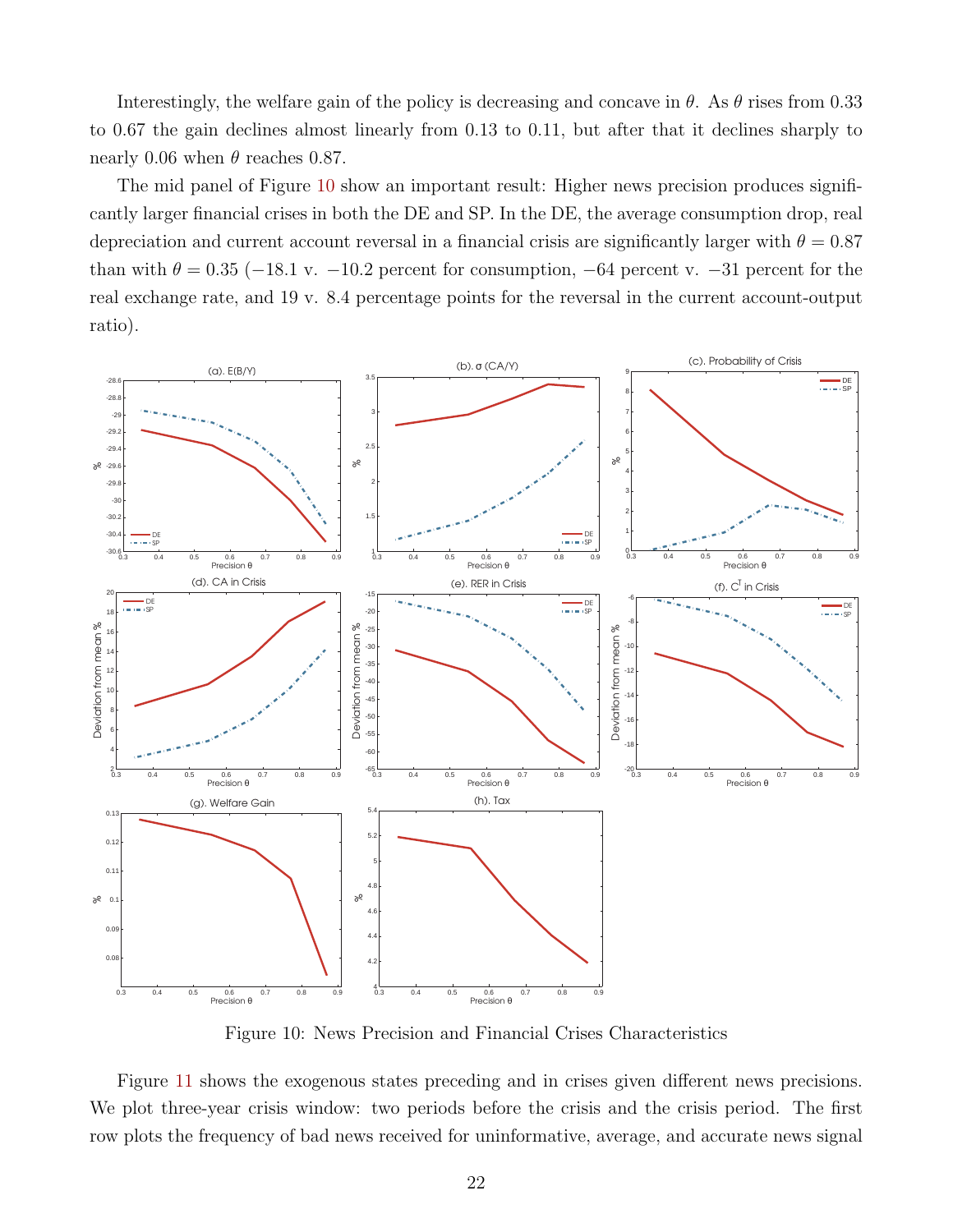Interestingly, the welfare gain of the policy is decreasing and concave in $\theta$. As $\theta$ rises from 0.33 to 0.67 the gain declines almost linearly from 0.13 to 0.11, but after that it declines sharply to nearly 0.06 when $\theta$ reaches 0.87.

The mid panel of Figure 10 show an important result: Higher news precision produces significantly larger financial crises in both the DE and SP. In the DE, the average consumption drop, real depreciation and current account reversal in a financial crisis are significantly larger with $\theta = 0.87$ than with $\theta = 0.35$ ($-18.1$ v. $-10.2$ percent for consumption, $-64$ percent v. $-31$ percent for the real exchange rate, and 19 v. 8.4 percentage points for the reversal in the current account-output ratio).

Figure 10: News Precision and Financial Crises Characteristics

Figure 11 shows the exogenous states preceding and in crises given different news precisions. We plot three-year crisis window: two periods before the crisis and the crisis period. The first row plots the frequency of bad news received for uninformative, average, and accurate news signal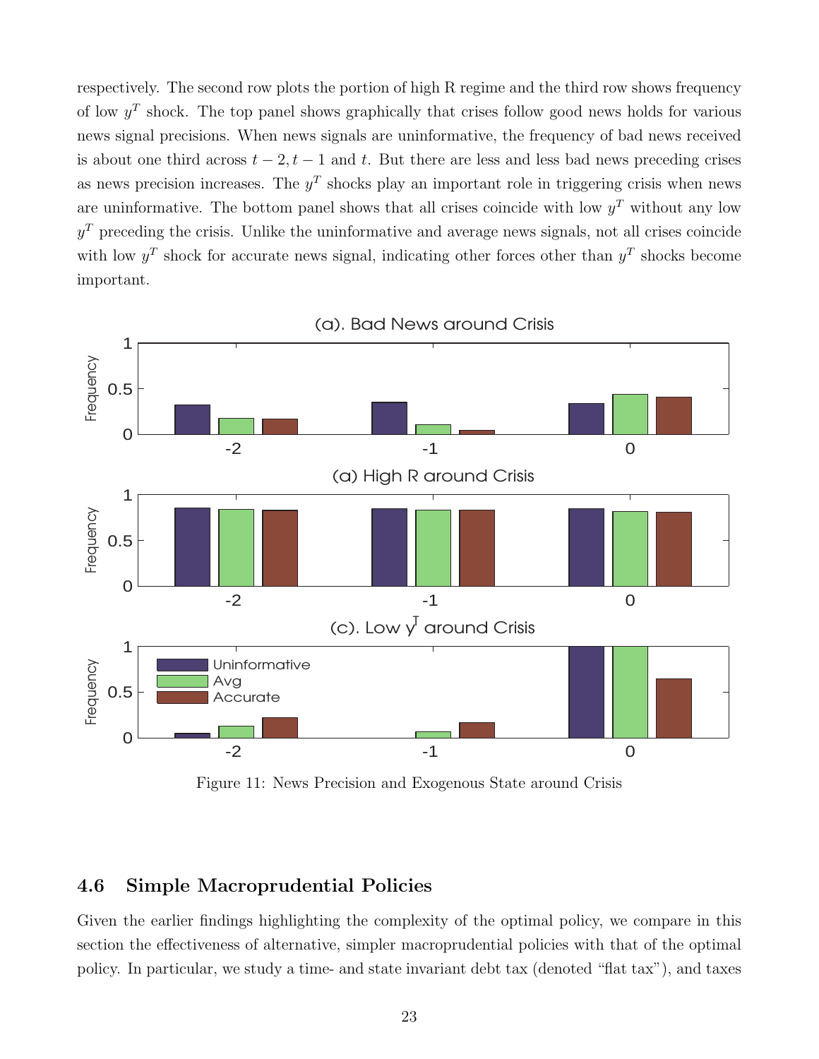respectively. The second row plots the portion of high R regime and the third row shows frequency of low $y^T$ shock. The top panel shows graphically that crises follow good news holds for various news signal precisions. When news signals are uninformative, the frequency of bad news received is about one third across $t-2, t-1$ and $t$. But there are less and less bad news preceding crises as news precision increases. The $y^T$ shocks play an important role in triggering crisis when news are uninformative. The bottom panel shows that all crises coincide with low $y^T$ without any low $y^T$ preceding the crisis. Unlike the uninformative and average news signals, not all crises coincide with low $y^T$ shock for accurate news signal, indicating other forces other than $y^T$ shocks become important.

Figure 11: News Precision and Exogenous State around Crisis

## 4.6 Simple Macroprudential Policies

Given the earlier findings highlighting the complexity of the optimal policy, we compare in this section the effectiveness of alternative, simpler macroprudential policies with that of the optimal policy. In particular, we study a time- and state invariant debt tax (denoted "flat tax"), and taxes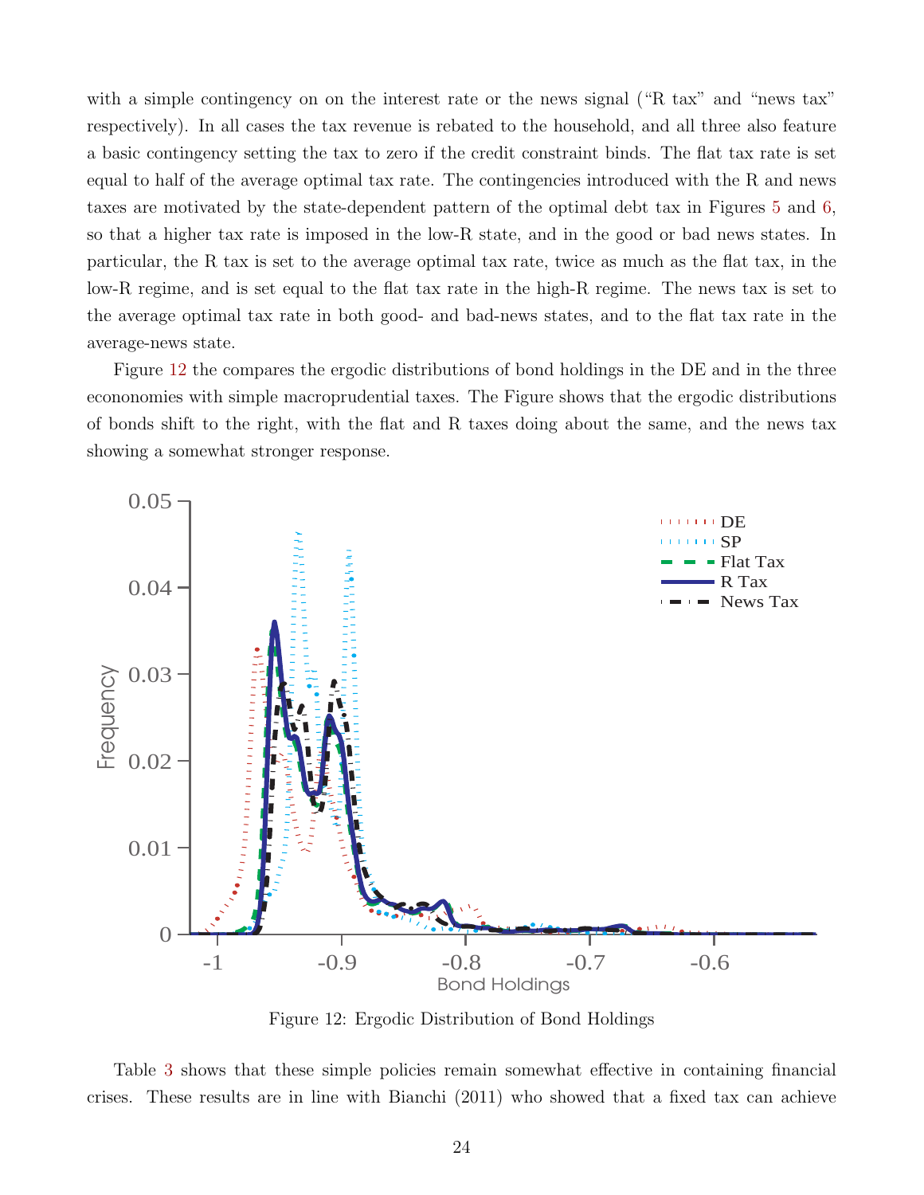with a simple contingency on on the interest rate or the news signal ("R tax" and "news tax" respectively). In all cases the tax revenue is rebated to the household, and all three also feature a basic contingency setting the tax to zero if the credit constraint binds. The flat tax rate is set equal to half of the average optimal tax rate. The contingencies introduced with the R and news taxes are motivated by the state-dependent pattern of the optimal debt tax in Figures 5 and 6, so that a higher tax rate is imposed in the low-R state, and in the good or bad news states. In particular, the R tax is set to the average optimal tax rate, twice as much as the flat tax, in the low-R regime, and is set equal to the flat tax rate in the high-R regime. The news tax is set to the average optimal tax rate in both good- and bad-news states, and to the flat tax rate in the average-news state.

Figure 12 the compares the ergodic distributions of bond holdings in the DE and in the three econonomies with simple macroprudential taxes. The Figure shows that the ergodic distributions of bonds shift to the right, with the flat and R taxes doing about the same, and the news tax showing a somewhat stronger response.

Figure 12: Ergodic Distribution of Bond Holdings

Table 3 shows that these simple policies remain somewhat effective in containing financial crises. These results are in line with Bianchi (2011) who showed that a fixed tax can achieve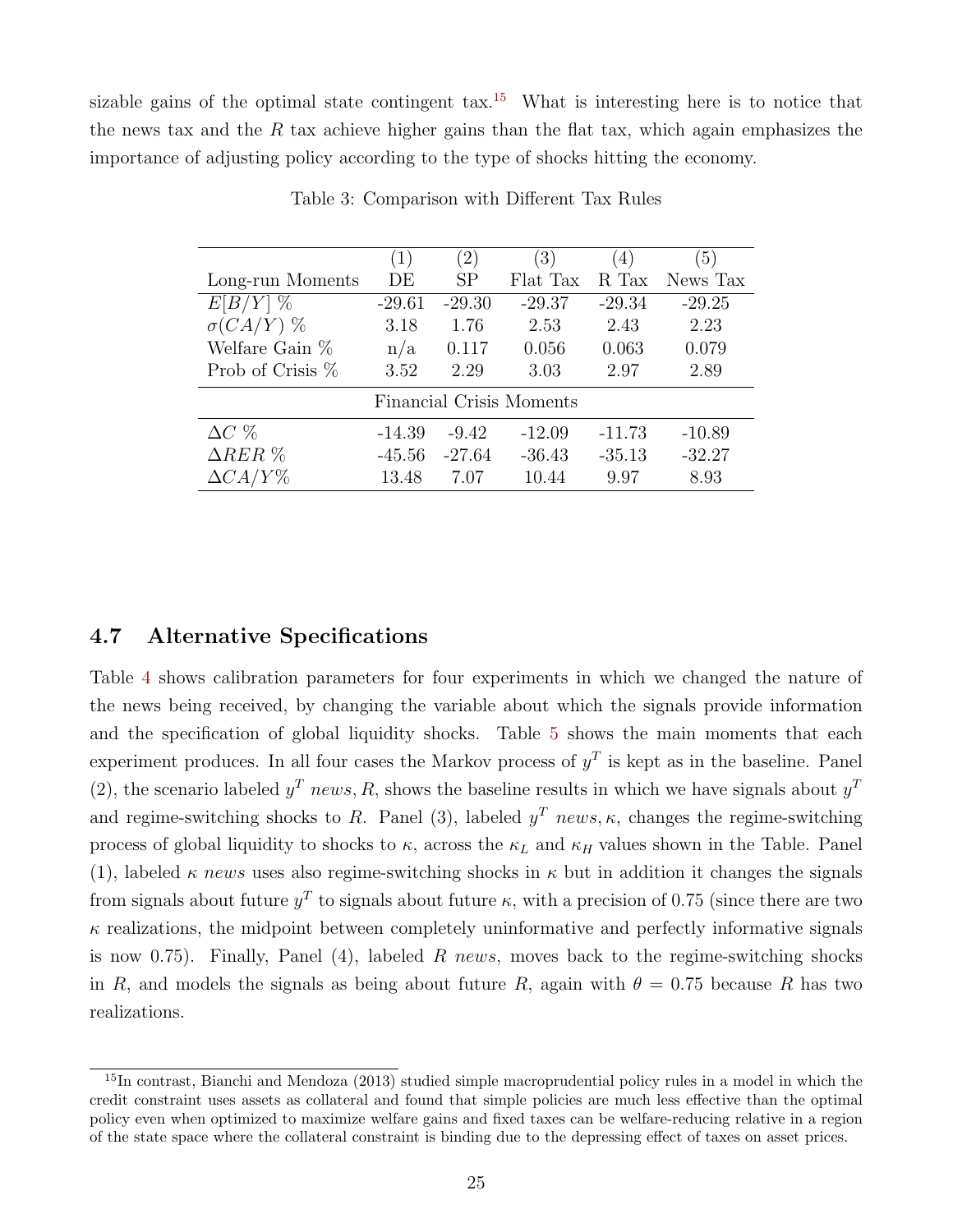sizable gains of the optimal state contingent tax.[15] What is interesting here is to notice that the news tax and the $R$ tax achieve higher gains than the flat tax, which again emphasizes the importance of adjusting policy according to the type of shocks hitting the economy.

Table 3: Comparison with Different Tax Rules

| | (1) | (2) | (3) | (4) | (5) |
|---|---|---|---|---|---|
| Long-run Moments | DE | SP | Flat Tax | R Tax | News Tax |
| $E[B/Y]$ % | -29.61 | -29.30 | -29.37 | -29.34 | -29.25 |
| $\sigma(CA/Y)$ % | 3.18 | 1.76 | 2.53 | 2.43 | 2.23 |
| Welfare Gain % | n/a | 0.117 | 0.056 | 0.063 | 0.079 |
| Prob of Crisis % | 3.52 | 2.29 | 3.03 | 2.97 | 2.89 |
| Financial Crisis Moments | | | | | |
| $\Delta C$ % | -14.39 | -9.42 | -12.09 | -11.73 | -10.89 |
| $\Delta RER$ % | -45.56 | -27.64 | -36.43 | -35.13 | -32.27 |
| $\Delta CA/Y$% | 13.48 | 7.07 | 10.44 | 9.97 | 8.93 |

### 4.7 Alternative Specifications

Table 4 shows calibration parameters for four experiments in which we changed the nature of the news being received, by changing the variable about which the signals provide information and the specification of global liquidity shocks. Table 5 shows the main moments that each experiment produces. In all four cases the Markov process of $y^T$ is kept as in the baseline. Panel (2), the scenario labeled $y^T$ *news*, $R$, shows the baseline results in which we have signals about $y^T$ and regime-switching shocks to $R$. Panel (3), labeled $y^T$ *news*, $\kappa$, changes the regime-switching process of global liquidity to shocks to $\kappa$, across the $\kappa_L$ and $\kappa_H$ values shown in the Table. Panel (1), labeled $\kappa$ *news* uses also regime-switching shocks in $\kappa$ but in addition it changes the signals from signals about future $y^T$ to signals about future $\kappa$, with a precision of 0.75 (since there are two $\kappa$ realizations, the midpoint between completely uninformative and perfectly informative signals is now 0.75). Finally, Panel (4), labeled $R$ *news*, moves back to the regime-switching shocks in $R$, and models the signals as being about future $R$, again with $\theta = 0.75$ because $R$ has two realizations.

[15] In contrast, Bianchi and Mendoza (2013) studied simple macroprudential policy rules in a model in which the credit constraint uses assets as collateral and found that simple policies are much less effective than the optimal policy even when optimized to maximize welfare gains and fixed taxes can be welfare-reducing relative in a region of the state space where the collateral constraint is binding due to the depressing effect of taxes on asset prices.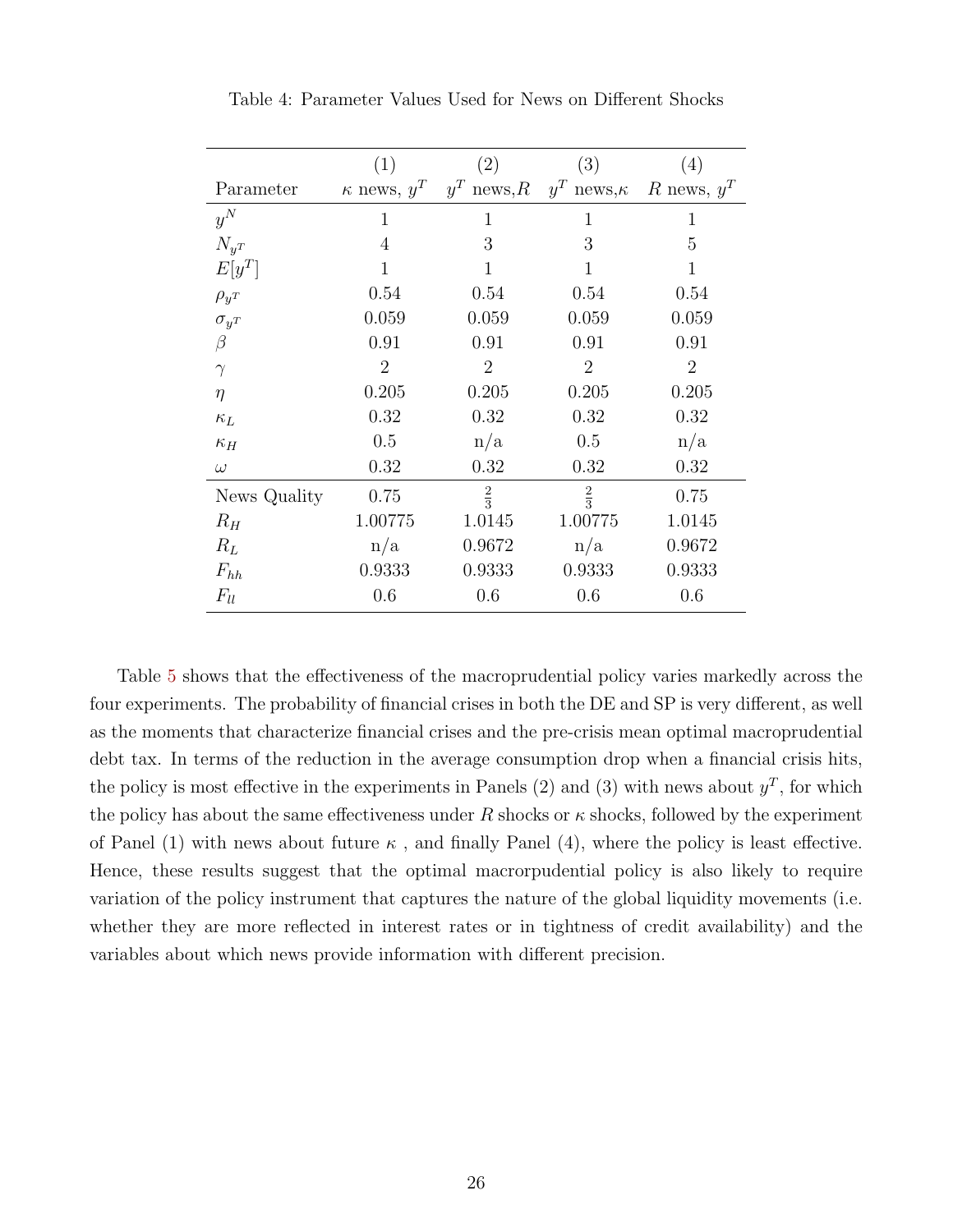Table 4: Parameter Values Used for News on Different Shocks

| Parameter | (1) $\kappa$ news, $y^T$ | (2) $y^T$ news,$R$ | (3) $y^T$ news,$\kappa$ | (4) $R$ news, $y^T$ |
|---|---|---|---|---|
| $y^N$ | 1 | 1 | 1 | 1 |
| $N_{y^T}$ | 4 | 3 | 3 | 5 |
| $E[y^T]$ | 1 | 1 | 1 | 1 |
| $\rho_{y^T}$ | 0.54 | 0.54 | 0.54 | 0.54 |
| $\sigma_{y^T}$ | 0.059 | 0.059 | 0.059 | 0.059 |
| $\beta$ | 0.91 | 0.91 | 0.91 | 0.91 |
| $\gamma$ | 2 | 2 | 2 | 2 |
| $\eta$ | 0.205 | 0.205 | 0.205 | 0.205 |
| $\kappa_L$ | 0.32 | 0.32 | 0.32 | 0.32 |
| $\kappa_H$ | 0.5 | n/a | 0.5 | n/a |
| $\omega$ | 0.32 | 0.32 | 0.32 | 0.32 |
| News Quality | 0.75 | $\frac{2}{3}$ | $\frac{2}{3}$ | 0.75 |
| $R_H$ | 1.00775 | 1.0145 | 1.00775 | 1.0145 |
| $R_L$ | n/a | 0.9672 | n/a | 0.9672 |
| $F_{hh}$ | 0.9333 | 0.9333 | 0.9333 | 0.9333 |
| $F_{ll}$ | 0.6 | 0.6 | 0.6 | 0.6 |

Table 5 shows that the effectiveness of the macroprudential policy varies markedly across the four experiments. The probability of financial crises in both the DE and SP is very different, as well as the moments that characterize financial crises and the pre-crisis mean optimal macroprudential debt tax. In terms of the reduction in the average consumption drop when a financial crisis hits, the policy is most effective in the experiments in Panels (2) and (3) with news about $y^T$, for which the policy has about the same effectiveness under $R$ shocks or $\kappa$ shocks, followed by the experiment of Panel (1) with news about future $\kappa$ , and finally Panel (4), where the policy is least effective. Hence, these results suggest that the optimal macrorpudential policy is also likely to require variation of the policy instrument that captures the nature of the global liquidity movements (i.e. whether they are more reflected in interest rates or in tightness of credit availability) and the variables about which news provide information with different precision.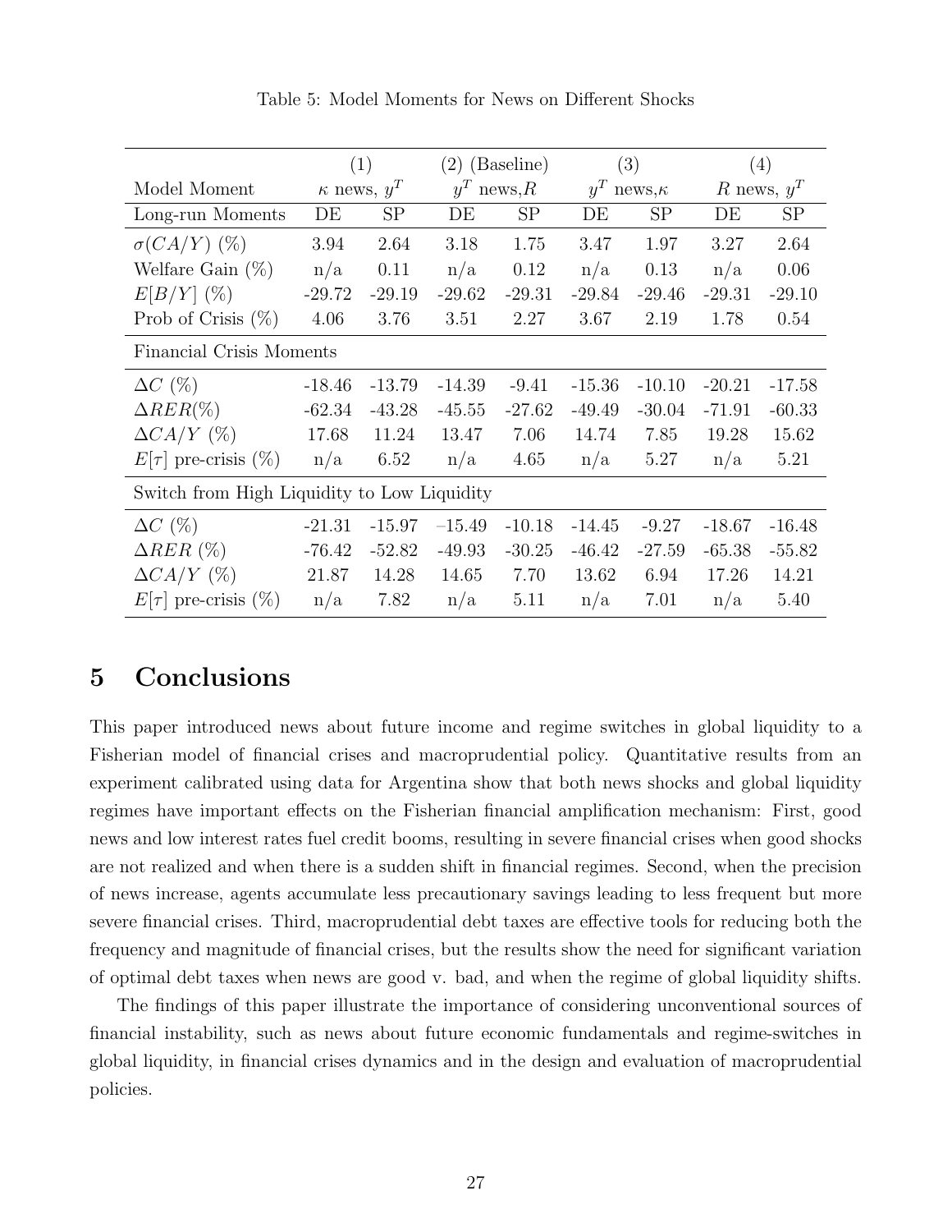Table 5: Model Moments for News on Different Shocks

| Model Moment | (1) $\kappa$ news, $y^T$ | | (2) (Baseline) $y^T$ news, $R$ | | (3) $y^T$ news, $\kappa$ | | (4) $R$ news, $y^T$ | |
|---|---|---|---|---|---|---|---|---|
| Long-run Moments | DE | SP | DE | SP | DE | SP | DE | SP |
| $\sigma(CA/Y)$ (%) | 3.94 | 2.64 | 3.18 | 1.75 | 3.47 | 1.97 | 3.27 | 2.64 |
| Welfare Gain (%) | n/a | 0.11 | n/a | 0.12 | n/a | 0.13 | n/a | 0.06 |
| $E[B/Y]$ (%) | -29.72 | -29.19 | -29.62 | -29.31 | -29.84 | -29.46 | -29.31 | -29.10 |
| Prob of Crisis (%) | 4.06 | 3.76 | 3.51 | 2.27 | 3.67 | 2.19 | 1.78 | 0.54 |
| Financial Crisis Moments | | | | | | | | |
| $\Delta C$ (%) | -18.46 | -13.79 | -14.39 | -9.41 | -15.36 | -10.10 | -20.21 | -17.58 |
| $\Delta RER$(%) | -62.34 | -43.28 | -45.55 | -27.62 | -49.49 | -30.04 | -71.91 | -60.33 |
| $\Delta CA/Y$ (%) | 17.68 | 11.24 | 13.47 | 7.06 | 14.74 | 7.85 | 19.28 | 15.62 |
| $E[\tau]$ pre-crisis (%) | n/a | 6.52 | n/a | 4.65 | n/a | 5.27 | n/a | 5.21 |
| Switch from High Liquidity to Low Liquidity | | | | | | | | |
| $\Delta C$ (%) | -21.31 | -15.97 | –15.49 | -10.18 | -14.45 | -9.27 | -18.67 | -16.48 |
| $\Delta RER$ (%) | -76.42 | -52.82 | -49.93 | -30.25 | -46.42 | -27.59 | -65.38 | -55.82 |
| $\Delta CA/Y$ (%) | 21.87 | 14.28 | 14.65 | 7.70 | 13.62 | 6.94 | 17.26 | 14.21 |
| $E[\tau]$ pre-crisis (%) | n/a | 7.82 | n/a | 5.11 | n/a | 7.01 | n/a | 5.40 |

# 5 Conclusions

This paper introduced news about future income and regime switches in global liquidity to a Fisherian model of financial crises and macroprudential policy. Quantitative results from an experiment calibrated using data for Argentina show that both news shocks and global liquidity regimes have important effects on the Fisherian financial amplification mechanism: First, good news and low interest rates fuel credit booms, resulting in severe financial crises when good shocks are not realized and when there is a sudden shift in financial regimes. Second, when the precision of news increase, agents accumulate less precautionary savings leading to less frequent but more severe financial crises. Third, macroprudential debt taxes are effective tools for reducing both the frequency and magnitude of financial crises, but the results show the need for significant variation of optimal debt taxes when news are good v. bad, and when the regime of global liquidity shifts.

The findings of this paper illustrate the importance of considering unconventional sources of financial instability, such as news about future economic fundamentals and regime-switches in global liquidity, in financial crises dynamics and in the design and evaluation of macroprudential policies.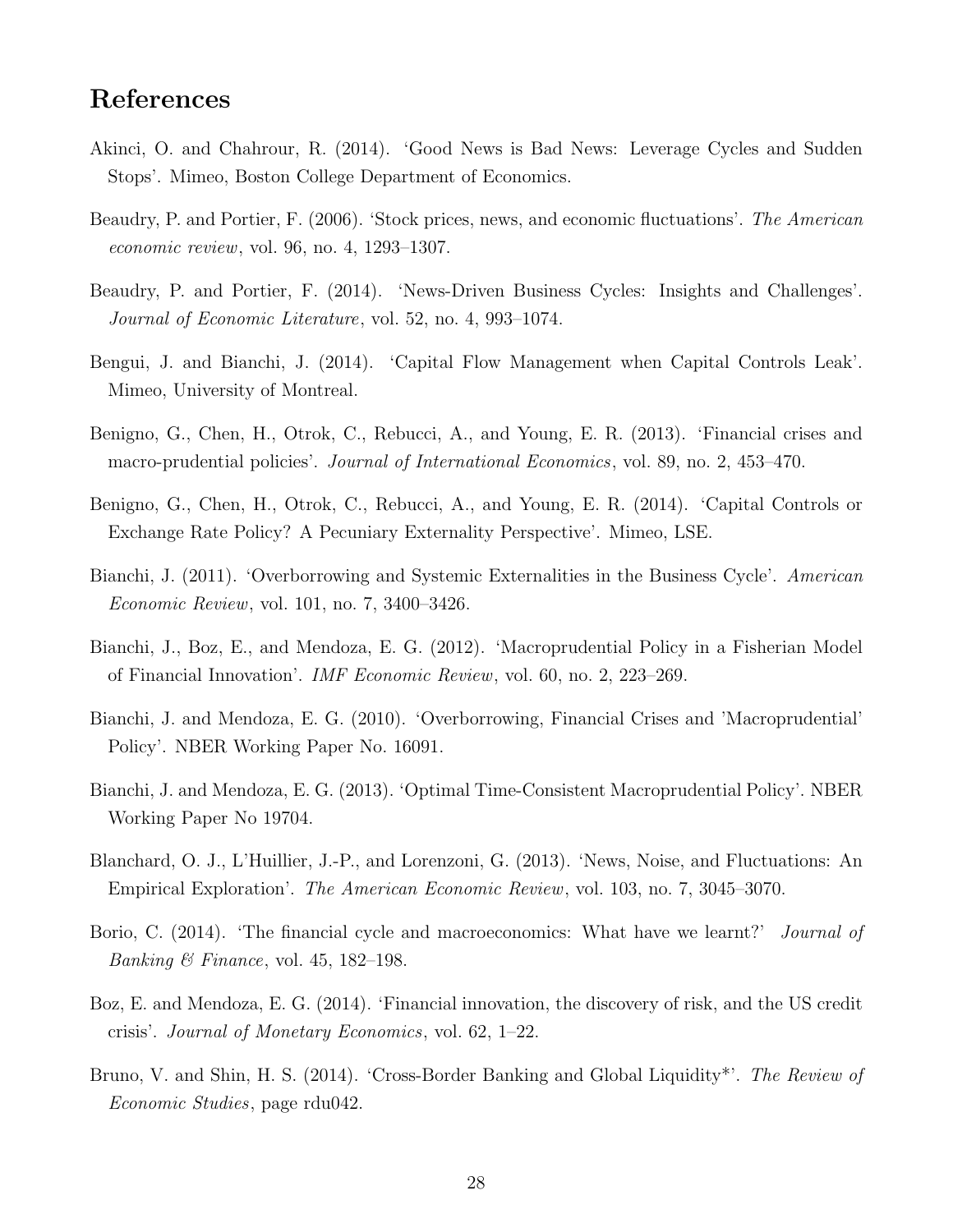# References

Akinci, O. and Chahrour, R. (2014). 'Good News is Bad News: Leverage Cycles and Sudden Stops'. Mimeo, Boston College Department of Economics.

Beaudry, P. and Portier, F. (2006). 'Stock prices, news, and economic fluctuations'. *The American economic review*, vol. 96, no. 4, 1293–1307.

Beaudry, P. and Portier, F. (2014). 'News-Driven Business Cycles: Insights and Challenges'. *Journal of Economic Literature*, vol. 52, no. 4, 993–1074.

Bengui, J. and Bianchi, J. (2014). 'Capital Flow Management when Capital Controls Leak'. Mimeo, University of Montreal.

Benigno, G., Chen, H., Otrok, C., Rebucci, A., and Young, E. R. (2013). 'Financial crises and macro-prudential policies'. *Journal of International Economics*, vol. 89, no. 2, 453–470.

Benigno, G., Chen, H., Otrok, C., Rebucci, A., and Young, E. R. (2014). 'Capital Controls or Exchange Rate Policy? A Pecuniary Externality Perspective'. Mimeo, LSE.

Bianchi, J. (2011). 'Overborrowing and Systemic Externalities in the Business Cycle'. *American Economic Review*, vol. 101, no. 7, 3400–3426.

Bianchi, J., Boz, E., and Mendoza, E. G. (2012). 'Macroprudential Policy in a Fisherian Model of Financial Innovation'. *IMF Economic Review*, vol. 60, no. 2, 223–269.

Bianchi, J. and Mendoza, E. G. (2010). 'Overborrowing, Financial Crises and 'Macroprudential' Policy'. NBER Working Paper No. 16091.

Bianchi, J. and Mendoza, E. G. (2013). 'Optimal Time-Consistent Macroprudential Policy'. NBER Working Paper No 19704.

Blanchard, O. J., L'Huillier, J.-P., and Lorenzoni, G. (2013). 'News, Noise, and Fluctuations: An Empirical Exploration'. *The American Economic Review*, vol. 103, no. 7, 3045–3070.

Borio, C. (2014). 'The financial cycle and macroeconomics: What have we learnt?' *Journal of Banking & Finance*, vol. 45, 182–198.

Boz, E. and Mendoza, E. G. (2014). 'Financial innovation, the discovery of risk, and the US credit crisis'. *Journal of Monetary Economics*, vol. 62, 1–22.

Bruno, V. and Shin, H. S. (2014). 'Cross-Border Banking and Global Liquidity*'. *The Review of Economic Studies*, page rdu042.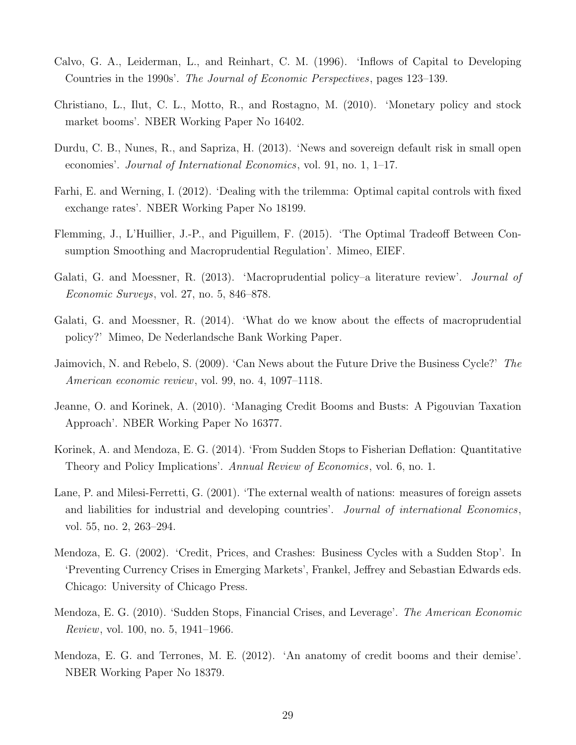Calvo, G. A., Leiderman, L., and Reinhart, C. M. (1996). 'Inflows of Capital to Developing Countries in the 1990s'. *The Journal of Economic Perspectives*, pages 123–139.

Christiano, L., Ilut, C. L., Motto, R., and Rostagno, M. (2010). 'Monetary policy and stock market booms'. NBER Working Paper No 16402.

Durdu, C. B., Nunes, R., and Sapriza, H. (2013). 'News and sovereign default risk in small open economies'. *Journal of International Economics*, vol. 91, no. 1, 1–17.

Farhi, E. and Werning, I. (2012). 'Dealing with the trilemma: Optimal capital controls with fixed exchange rates'. NBER Working Paper No 18199.

Flemming, J., L'Huillier, J.-P., and Piguillem, F. (2015). 'The Optimal Tradeoff Between Consumption Smoothing and Macroprudential Regulation'. Mimeo, EIEF.

Galati, G. and Moessner, R. (2013). 'Macroprudential policy–a literature review'. *Journal of Economic Surveys*, vol. 27, no. 5, 846–878.

Galati, G. and Moessner, R. (2014). 'What do we know about the effects of macroprudential policy?' Mimeo, De Nederlandsche Bank Working Paper.

Jaimovich, N. and Rebelo, S. (2009). 'Can News about the Future Drive the Business Cycle?' *The American economic review*, vol. 99, no. 4, 1097–1118.

Jeanne, O. and Korinek, A. (2010). 'Managing Credit Booms and Busts: A Pigouvian Taxation Approach'. NBER Working Paper No 16377.

Korinek, A. and Mendoza, E. G. (2014). 'From Sudden Stops to Fisherian Deflation: Quantitative Theory and Policy Implications'. *Annual Review of Economics*, vol. 6, no. 1.

Lane, P. and Milesi-Ferretti, G. (2001). 'The external wealth of nations: measures of foreign assets and liabilities for industrial and developing countries'. *Journal of international Economics*, vol. 55, no. 2, 263–294.

Mendoza, E. G. (2002). 'Credit, Prices, and Crashes: Business Cycles with a Sudden Stop'. In 'Preventing Currency Crises in Emerging Markets', Frankel, Jeffrey and Sebastian Edwards eds. Chicago: University of Chicago Press.

Mendoza, E. G. (2010). 'Sudden Stops, Financial Crises, and Leverage'. *The American Economic Review*, vol. 100, no. 5, 1941–1966.

Mendoza, E. G. and Terrones, M. E. (2012). 'An anatomy of credit booms and their demise'. NBER Working Paper No 18379.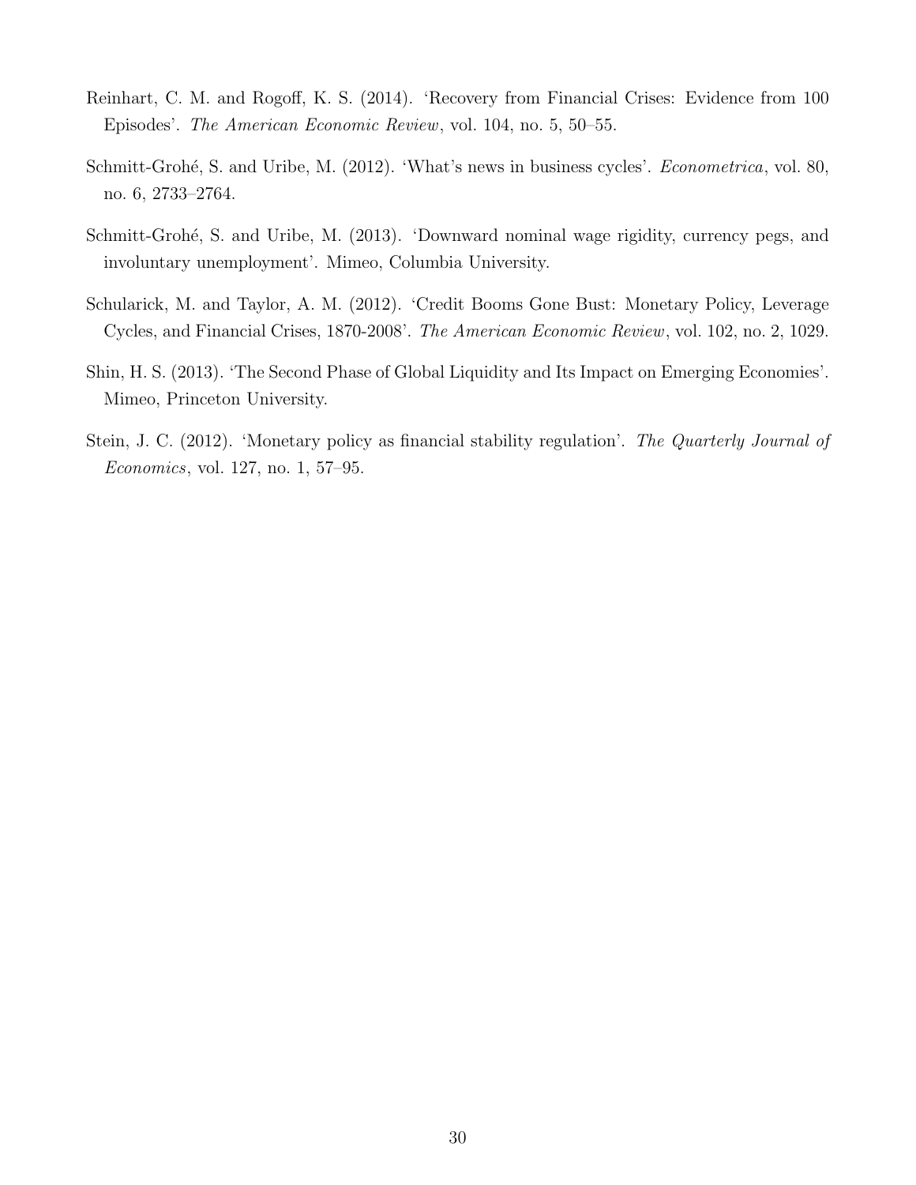Reinhart, C. M. and Rogoff, K. S. (2014). 'Recovery from Financial Crises: Evidence from 100 Episodes'. *The American Economic Review*, vol. 104, no. 5, 50–55.

Schmitt-Grohé, S. and Uribe, M. (2012). 'What's news in business cycles'. *Econometrica*, vol. 80, no. 6, 2733–2764.

Schmitt-Grohé, S. and Uribe, M. (2013). 'Downward nominal wage rigidity, currency pegs, and involuntary unemployment'. Mimeo, Columbia University.

Schularick, M. and Taylor, A. M. (2012). 'Credit Booms Gone Bust: Monetary Policy, Leverage Cycles, and Financial Crises, 1870-2008'. *The American Economic Review*, vol. 102, no. 2, 1029.

Shin, H. S. (2013). 'The Second Phase of Global Liquidity and Its Impact on Emerging Economies'. Mimeo, Princeton University.

Stein, J. C. (2012). 'Monetary policy as financial stability regulation'. *The Quarterly Journal of Economics*, vol. 127, no. 1, 57–95.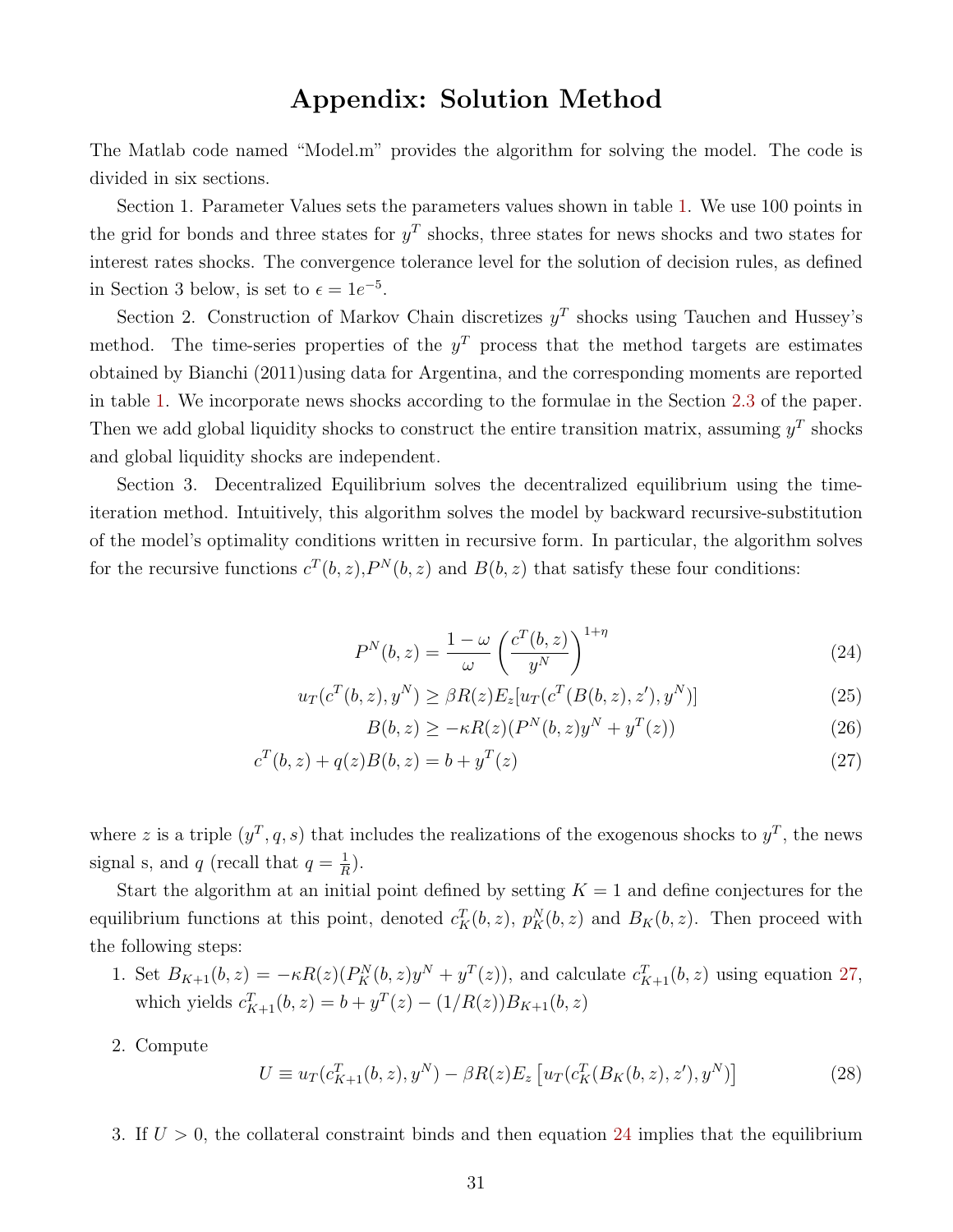# Appendix: Solution Method

The Matlab code named "Model.m" provides the algorithm for solving the model. The code is divided in six sections.

Section 1. Parameter Values sets the parameters values shown in table 1. We use 100 points in the grid for bonds and three states for $y^T$ shocks, three states for news shocks and two states for interest rates shocks. The convergence tolerance level for the solution of decision rules, as defined in Section 3 below, is set to $\epsilon = 1e^{-5}$.

Section 2. Construction of Markov Chain discretizes $y^T$ shocks using Tauchen and Hussey's method. The time-series properties of the $y^T$ process that the method targets are estimates obtained by Bianchi (2011)using data for Argentina, and the corresponding moments are reported in table 1. We incorporate news shocks according to the formulae in the Section 2.3 of the paper. Then we add global liquidity shocks to construct the entire transition matrix, assuming $y^T$ shocks and global liquidity shocks are independent.

Section 3. Decentralized Equilibrium solves the decentralized equilibrium using the time-iteration method. Intuitively, this algorithm solves the model by backward recursive-substitution of the model's optimality conditions written in recursive form. In particular, the algorithm solves for the recursive functions $c^T(b,z)$,$P^N(b,z)$ and $B(b,z)$ that satisfy these four conditions:

$$P^N(b,z) = \frac{1-\omega}{\omega}\left(\frac{c^T(b,z)}{y^N}\right)^{1+\eta} \tag{24}$$

$$u_T(c^T(b,z),y^N) \geq \beta R(z) E_z[u_T(c^T(B(b,z),z'),y^N)] \tag{25}$$

$$B(b,z) \geq -\kappa R(z)(P^N(b,z)y^N + y^T(z)) \tag{26}$$

$$c^T(b,z) + q(z)B(b,z) = b + y^T(z) \tag{27}$$

where $z$ is a triple $(y^T, q, s)$ that includes the realizations of the exogenous shocks to $y^T$, the news signal s, and $q$ (recall that $q = \frac{1}{R}$).

Start the algorithm at an initial point defined by setting $K = 1$ and define conjectures for the equilibrium functions at this point, denoted $c^T_K(b,z)$, $p^N_K(b,z)$ and $B_K(b,z)$. Then proceed with the following steps:

1. Set $B_{K+1}(b,z) = -\kappa R(z)(P^N_K(b,z)y^N + y^T(z))$, and calculate $c^T_{K+1}(b,z)$ using equation 27, which yields $c^T_{K+1}(b,z) = b + y^T(z) - (1/R(z))B_{K+1}(b,z)$

2. Compute

$$U \equiv u_T(c^T_{K+1}(b,z),y^N) - \beta R(z) E_z\left[u_T(c^T_K(B_K(b,z),z'),y^N)\right] \tag{28}$$

3. If $U > 0$, the collateral constraint binds and then equation 24 implies that the equilibrium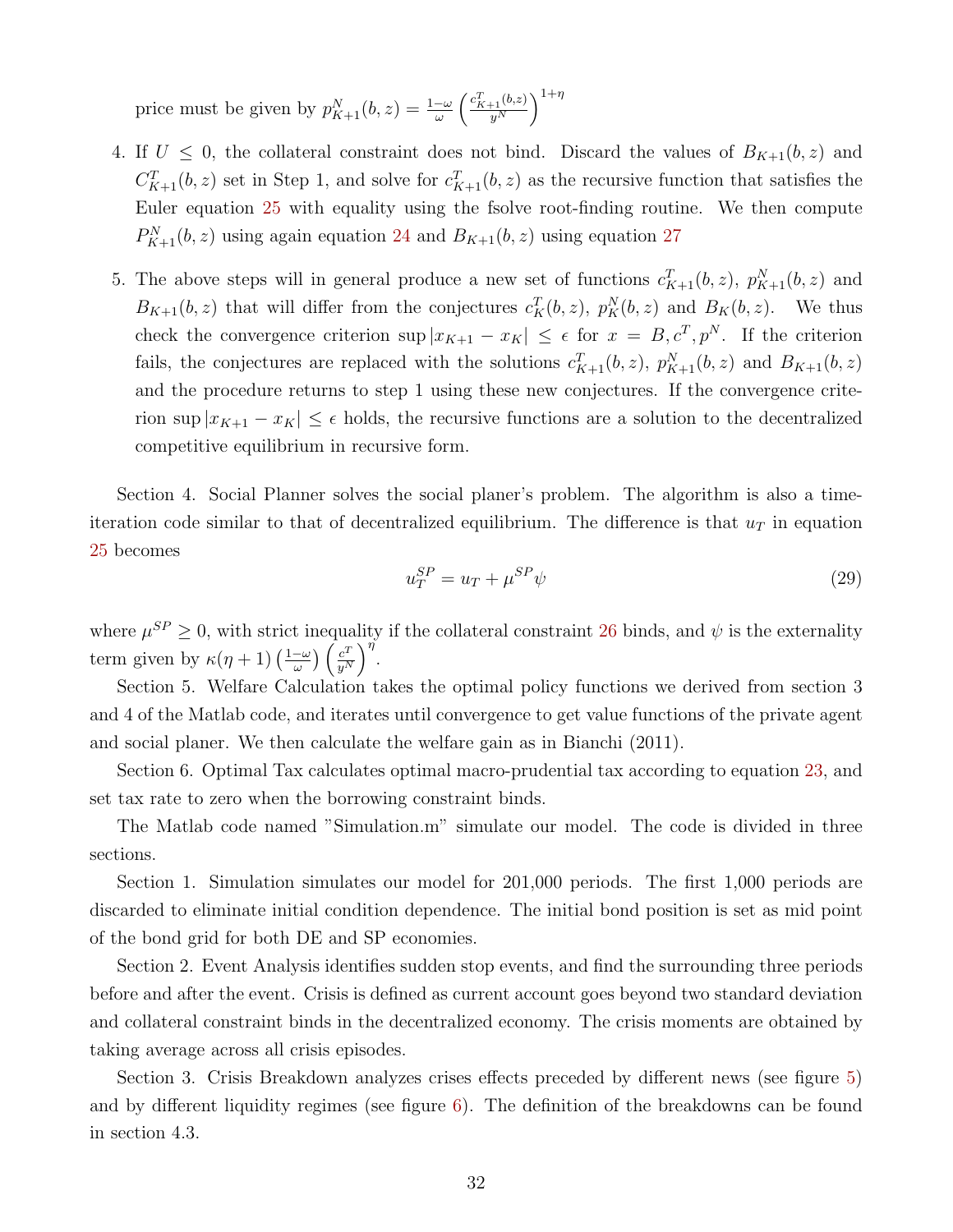price must be given by $p^N_{K+1}(b,z) = \frac{1-\omega}{\omega}\left(\frac{c^T_{K+1}(b,z)}{y^N}\right)^{1+\eta}$

4. If $U \leq 0$, the collateral constraint does not bind. Discard the values of $B_{K+1}(b,z)$ and $C^T_{K+1}(b,z)$ set in Step 1, and solve for $c^T_{K+1}(b,z)$ as the recursive function that satisfies the Euler equation 25 with equality using the fsolve root-finding routine. We then compute $P^N_{K+1}(b,z)$ using again equation 24 and $B_{K+1}(b,z)$ using equation 27

5. The above steps will in general produce a new set of functions $c^T_{K+1}(b,z)$, $p^N_{K+1}(b,z)$ and $B_{K+1}(b,z)$ that will differ from the conjectures $c^T_K(b,z)$, $p^N_K(b,z)$ and $B_K(b,z)$. We thus check the convergence criterion $\sup|x_{K+1} - x_K| \leq \epsilon$ for $x = B, c^T, p^N$. If the criterion fails, the conjectures are replaced with the solutions $c^T_{K+1}(b,z)$, $p^N_{K+1}(b,z)$ and $B_{K+1}(b,z)$ and the procedure returns to step 1 using these new conjectures. If the convergence criterion $\sup|x_{K+1} - x_K| \leq \epsilon$ holds, the recursive functions are a solution to the decentralized competitive equilibrium in recursive form.

Section 4. Social Planner solves the social planer's problem. The algorithm is also a time-iteration code similar to that of decentralized equilibrium. The difference is that $u_T$ in equation 25 becomes

$$u^{SP}_T = u_T + \mu^{SP}\psi \tag{29}$$

where $\mu^{SP} \geq 0$, with strict inequality if the collateral constraint 26 binds, and $\psi$ is the externality term given by $\kappa(\eta+1)\left(\frac{1-\omega}{\omega}\right)\left(\frac{c^T}{y^N}\right)^{\eta}$.

Section 5. Welfare Calculation takes the optimal policy functions we derived from section 3 and 4 of the Matlab code, and iterates until convergence to get value functions of the private agent and social planer. We then calculate the welfare gain as in Bianchi (2011).

Section 6. Optimal Tax calculates optimal macro-prudential tax according to equation 23, and set tax rate to zero when the borrowing constraint binds.

The Matlab code named "Simulation.m" simulate our model. The code is divided in three sections.

Section 1. Simulation simulates our model for 201,000 periods. The first 1,000 periods are discarded to eliminate initial condition dependence. The initial bond position is set as mid point of the bond grid for both DE and SP economies.

Section 2. Event Analysis identifies sudden stop events, and find the surrounding three periods before and after the event. Crisis is defined as current account goes beyond two standard deviation and collateral constraint binds in the decentralized economy. The crisis moments are obtained by taking average across all crisis episodes.

Section 3. Crisis Breakdown analyzes crises effects preceded by different news (see figure 5) and by different liquidity regimes (see figure 6). The definition of the breakdowns can be found in section 4.3.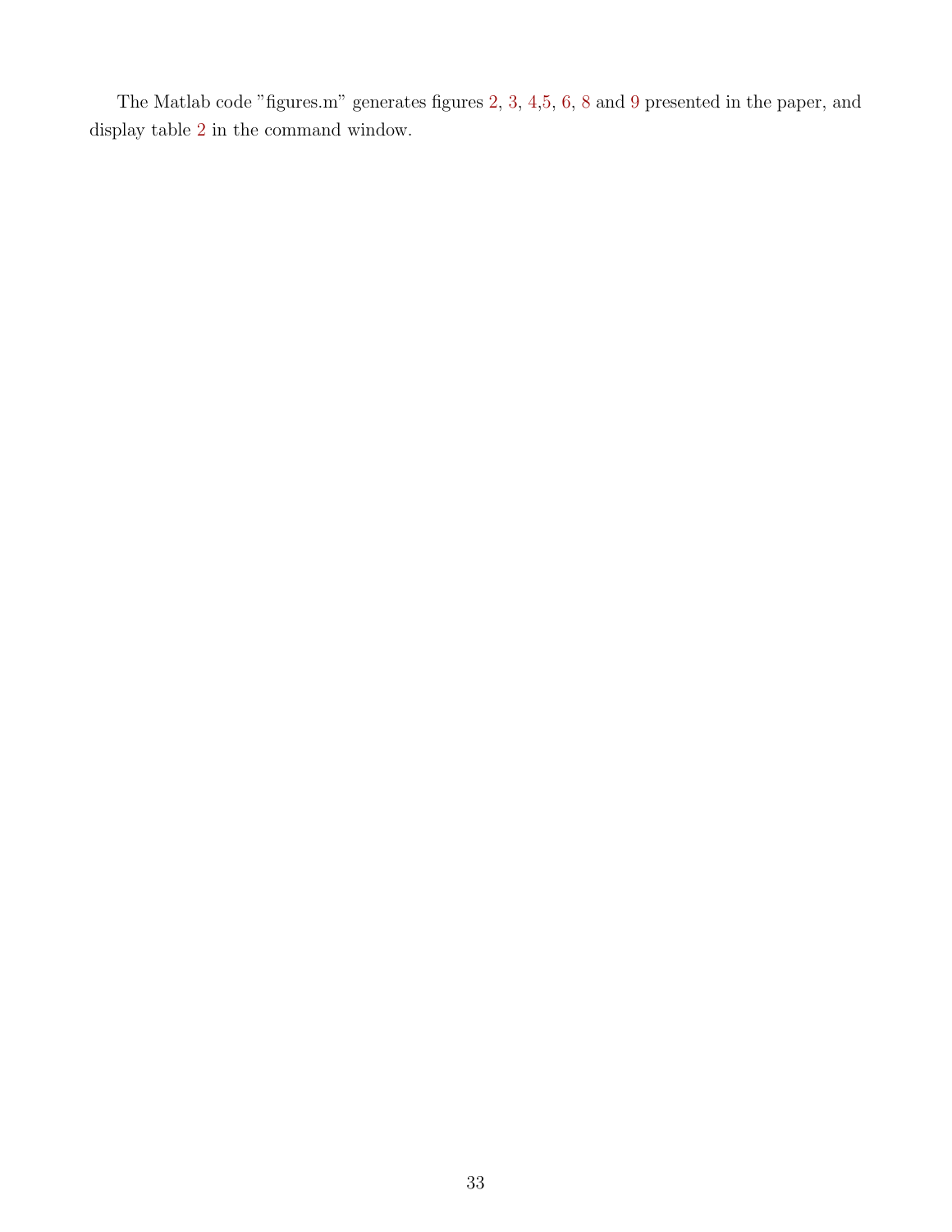The Matlab code "figures.m" generates figures 2, 3, 4,5, 6, 8 and 9 presented in the paper, and display table 2 in the command window.